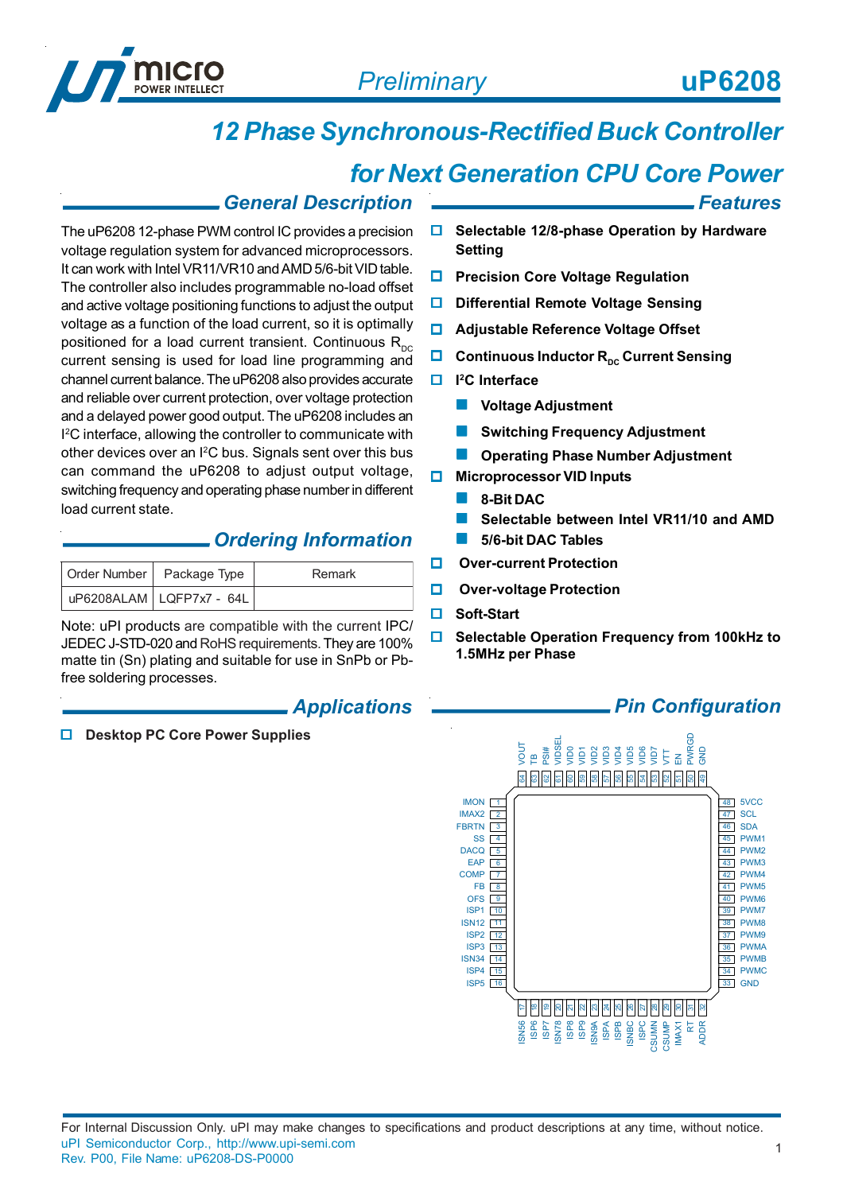# uP6208

Preliminary

## 12 Phase Synchronous-Rectified Buck Controller for Next Generation CPU Core Power

## General Description

The uP6208 12-phase PWM control IC provides a precision voltage regulation system for advanced microprocessors. It can work with Intel VR11/VR10 and AMD 5/6-bit VID table. The controller also includes programmable no-load offset and active voltage positioning functions to adjust the output voltage as a function of the load current, so it is optimally positioned for a load current transient. Continuous $R_{DC}$ current sensing is used for load line programming and channel current balance. The uP6208 also provides accurate and reliable over current protection, over voltage protection and a delayed power good output. The uP6208 includes an I²C interface, allowing the controller to communicate with other devices over an I²C bus. Signals sent over this bus can command the uP6208 to adjust output voltage, switching frequency and operating phase number in different load current state.

## Ordering Information

| Order Number | Package Type | Remark |
|---|---|---|
| uP6208ALAM | LQFP7x7 - 64L | |

Note: uPI products are compatible with the current IPC/JEDEC J-STD-020 and RoHS requirements. They are 100% matte tin (Sn) plating and suitable for use in SnPb or Pb-free soldering processes.

## Applications

- Desktop PC Core Power Supplies

## Features

- Selectable 12/8-phase Operation by Hardware Setting
- Precision Core Voltage Regulation
- Differential Remote Voltage Sensing
- Adjustable Reference Voltage Offset
- Continuous Inductor $R_{DC}$ Current Sensing
- I²C Interface
  - Voltage Adjustment
  - Switching Frequency Adjustment
  - Operating Phase Number Adjustment
- Microprocessor VID Inputs
  - 8-Bit DAC
  - Selectable between Intel VR11/10 and AMD 5/6-bit DAC Tables
- Over-current Protection
- Over-voltage Protection
- Soft-Start
- Selectable Operation Frequency from 100kHz to 1.5MHz per Phase

## Pin Configuration

| Pin | Name | Pin | Name | Pin | Name | Pin | Name |
|---|---|---|---|---|---|---|---|
| 1 | IMON | 17 | ISN56 | 33 | GND | 49 | GND |
| 2 | IMAX2 | 18 | ISP6 | 34 | PWMC | 50 | PWRGD |
| 3 | FBRTN | 19 | ISP7 | 35 | PWMB | 51 | EN |
| 4 | SS | 20 | ISN78 | 36 | PWMA | 52 | VTT |
| 5 | DACQ | 21 | ISP8 | 37 | PWM9 | 53 | VID7 |
| 6 | EAP | 22 | ISP9 | 38 | PWM8 | 54 | VID6 |
| 7 | COMP | 23 | ISN9A | 39 | PWM7 | 55 | VID5 |
| 8 | FB | 24 | ISPA | 40 | PWM6 | 56 | VID4 |
| 9 | OFS | 25 | ISPB | 41 | PWM5 | 57 | VID3 |
| 10 | ISP1 | 26 | ISNBC | 42 | PWM4 | 58 | VID2 |
| 11 | ISN12 | 27 | ISPC | 43 | PWM3 | 59 | VID1 |
| 12 | ISP2 | 28 | CSUMN | 44 | PWM2 | 60 | VID0 |
| 13 | ISP3 | 29 | CSUMP | 45 | PWM1 | 61 | VIDSEL |
| 14 | ISN34 | 30 | IMAX1 | 46 | SDA | 62 | PSI# |
| 15 | ISP4 | 31 | RT | 47 | SCL | 63 | TB |
| 16 | ISP5 | 32 | ADDR | 48 | 5VCC | 64 | VOUT |

For Internal Discussion Only. uPI may make changes to specifications and product descriptions at any time, without notice.
uPI Semiconductor Corp., http://www.upi-semi.com
Rev. P00, File Name: uP6208-DS-P0000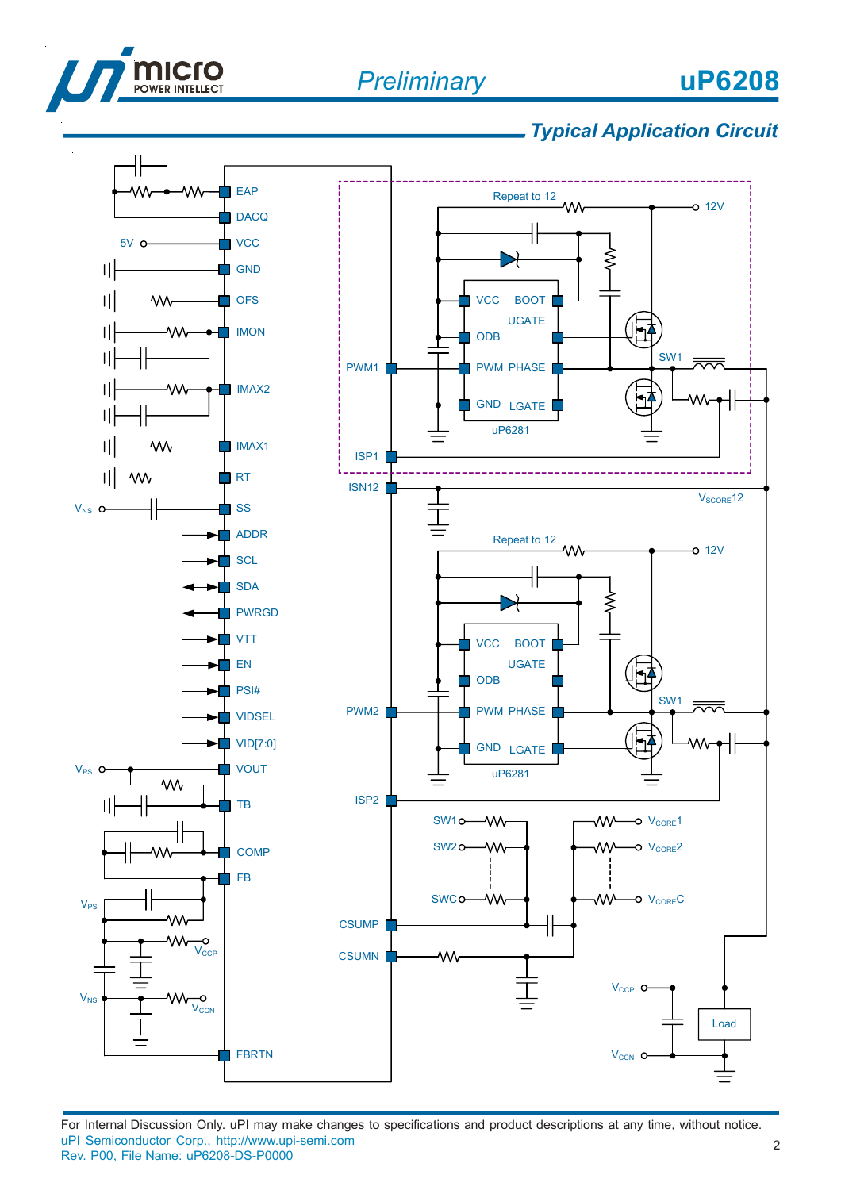## Typical Application Circuit

EAP
DACQ
5V VCC
GND
OFS
IMON
IMAX2
IMAX1
RT
$V_{NS}$ SS
ADDR
SCL
SDA
PWRGD
VTT
EN
PSI#
VIDSEL
VID[7:0]
$V_{PS}$ VOUT
TB
COMP
FB
$V_{PS}$
$V_{CCP}$
$V_{NS}$
$V_{CCN}$
FBRTN

Repeat to 12
12V
VCC BOOT
UGATE
ODB
PWM1 PWM PHASE
SW1
GND LGATE
uP6281
ISP1
ISN12
$V_{SCORE}12$

Repeat to 12
12V
VCC BOOT
UGATE
ODB
PWM2 PWM PHASE
SW1
GND LGATE
uP6281
ISP2

SW1 $V_{CORE}1$
SW2 $V_{CORE}2$
SWC $V_{CORE}C$
CSUMP
CSUMN

$V_{CCP}$
Load
$V_{CCN}$

For Internal Discussion Only. uPI may make changes to specifications and product descriptions at any time, without notice.
uPI Semiconductor Corp., http://www.upi-semi.com
Rev. P00, File Name: uP6208-DS-P0000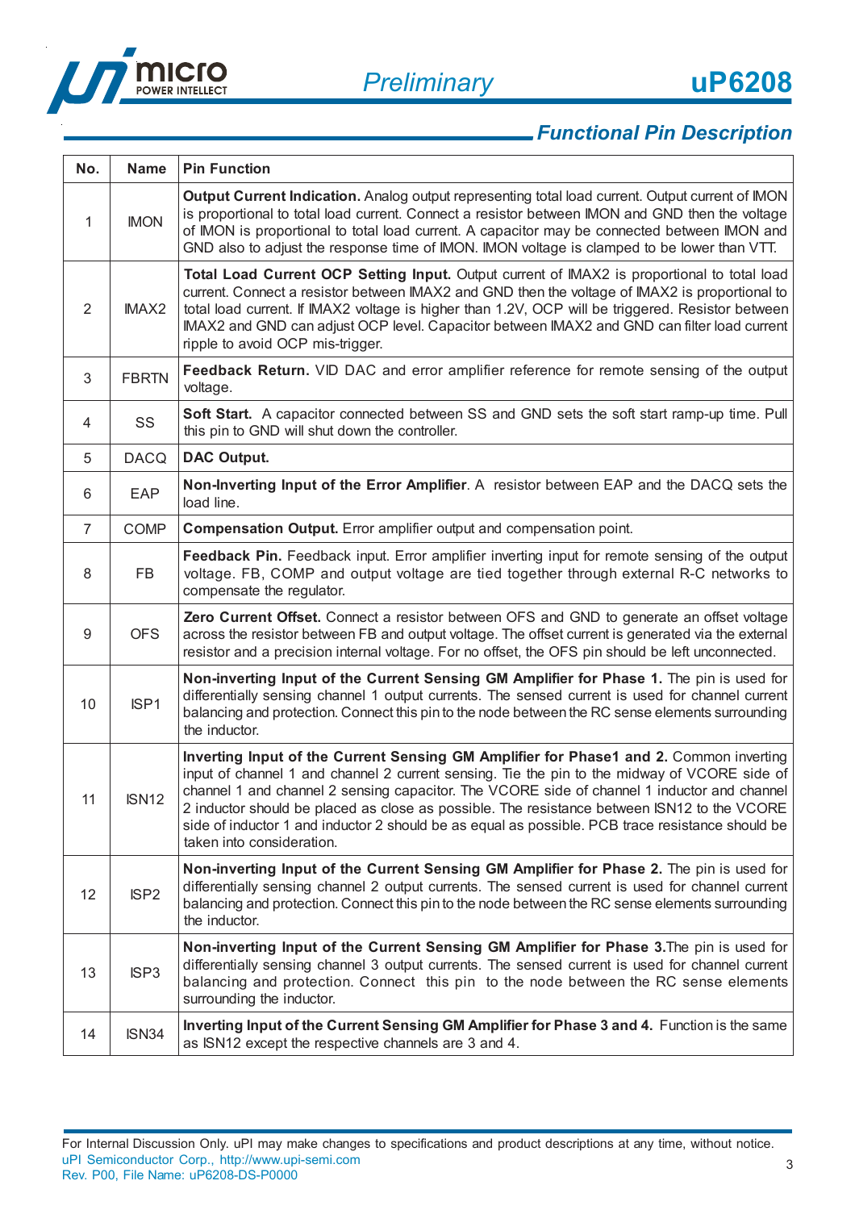## Functional Pin Description

| No. | Name | Pin Function |
|---|---|---|
| 1 | IMON | **Output Current Indication.** Analog output representing total load current. Output current of IMON is proportional to total load current. Connect a resistor between IMON and GND then the voltage of IMON is proportional to total load current. A capacitor may be connected between IMON and GND also to adjust the response time of IMON. IMON voltage is clamped to be lower than VTT. |
| 2 | IMAX2 | **Total Load Current OCP Setting Input.** Output current of IMAX2 is proportional to total load current. Connect a resistor between IMAX2 and GND then the voltage of IMAX2 is proportional to total load current. If IMAX2 voltage is higher than 1.2V, OCP will be triggered. Resistor between IMAX2 and GND can adjust OCP level. Capacitor between IMAX2 and GND can filter load current ripple to avoid OCP mis-trigger. |
| 3 | FBRTN | **Feedback Return.** VID DAC and error amplifier reference for remote sensing of the output voltage. |
| 4 | SS | **Soft Start.** A capacitor connected between SS and GND sets the soft start ramp-up time. Pull this pin to GND will shut down the controller. |
| 5 | DACQ | **DAC Output.** |
| 6 | EAP | **Non-Inverting Input of the Error Amplifier**. A resistor between EAP and the DACQ sets the load line. |
| 7 | COMP | **Compensation Output.** Error amplifier output and compensation point. |
| 8 | FB | **Feedback Pin.** Feedback input. Error amplifier inverting input for remote sensing of the output voltage. FB, COMP and output voltage are tied together through external R-C networks to compensate the regulator. |
| 9 | OFS | **Zero Current Offset.** Connect a resistor between OFS and GND to generate an offset voltage across the resistor between FB and output voltage. The offset current is generated via the external resistor and a precision internal voltage. For no offset, the OFS pin should be left unconnected. |
| 10 | ISP1 | **Non-inverting Input of the Current Sensing GM Amplifier for Phase 1.** The pin is used for differentially sensing channel 1 output currents. The sensed current is used for channel current balancing and protection. Connect this pin to the node between the RC sense elements surrounding the inductor. |
| 11 | ISN12 | **Inverting Input of the Current Sensing GM Amplifier for Phase1 and 2.** Common inverting input of channel 1 and channel 2 current sensing. Tie the pin to the midway of VCORE side of channel 1 and channel 2 sensing capacitor. The VCORE side of channel 1 inductor and channel 2 inductor should be placed as close as possible. The resistance between ISN12 to the VCORE side of inductor 1 and inductor 2 should be as equal as possible. PCB trace resistance should be taken into consideration. |
| 12 | ISP2 | **Non-inverting Input of the Current Sensing GM Amplifier for Phase 2.** The pin is used for differentially sensing channel 2 output currents. The sensed current is used for channel current balancing and protection. Connect this pin to the node between the RC sense elements surrounding the inductor. |
| 13 | ISP3 | **Non-inverting Input of the Current Sensing GM Amplifier for Phase 3.**The pin is used for differentially sensing channel 3 output currents. The sensed current is used for channel current balancing and protection. Connect this pin to the node between the RC sense elements surrounding the inductor. |
| 14 | ISN34 | **Inverting Input of the Current Sensing GM Amplifier for Phase 3 and 4.** Function is the same as ISN12 except the respective channels are 3 and 4. |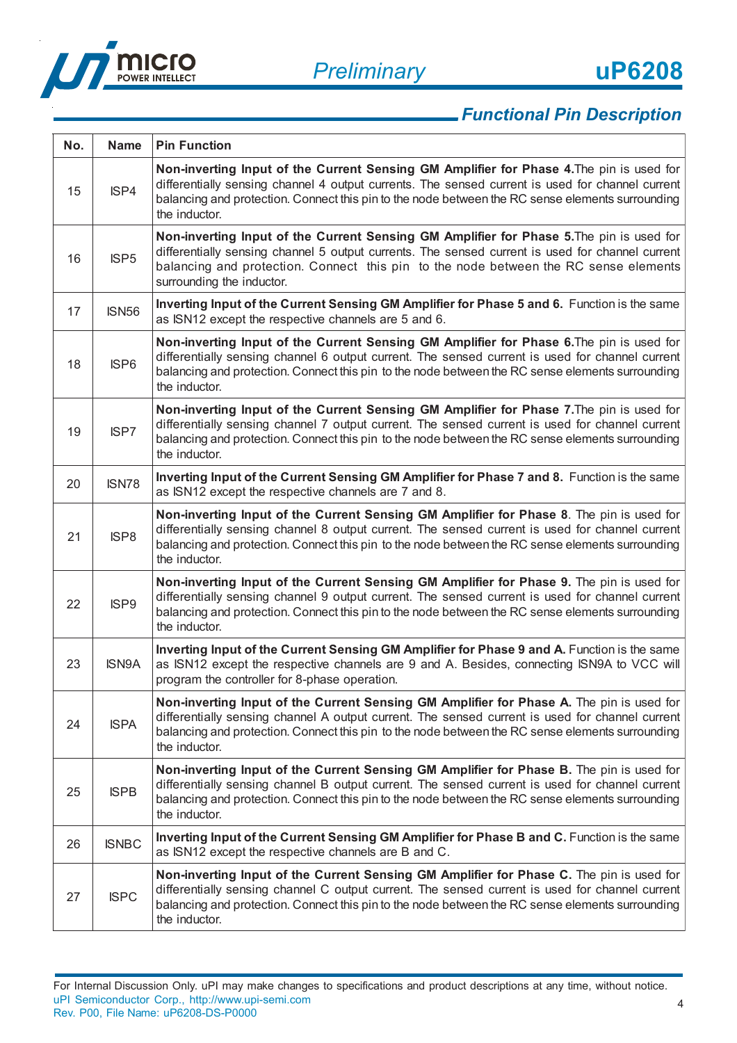## Functional Pin Description

| No. | Name | Pin Function |
|---|---|---|
| 15 | ISP4 | **Non-inverting Input of the Current Sensing GM Amplifier for Phase 4.** The pin is used for differentially sensing channel 4 output currents. The sensed current is used for channel current balancing and protection. Connect this pin to the node between the RC sense elements surrounding the inductor. |
| 16 | ISP5 | **Non-inverting Input of the Current Sensing GM Amplifier for Phase 5.** The pin is used for differentially sensing channel 5 output currents. The sensed current is used for channel current balancing and protection. Connect this pin to the node between the RC sense elements surrounding the inductor. |
| 17 | ISN56 | **Inverting Input of the Current Sensing GM Amplifier for Phase 5 and 6.** Function is the same as ISN12 except the respective channels are 5 and 6. |
| 18 | ISP6 | **Non-inverting Input of the Current Sensing GM Amplifier for Phase 6.** The pin is used for differentially sensing channel 6 output current. The sensed current is used for channel current balancing and protection. Connect this pin to the node between the RC sense elements surrounding the inductor. |
| 19 | ISP7 | **Non-inverting Input of the Current Sensing GM Amplifier for Phase 7.** The pin is used for differentially sensing channel 7 output current. The sensed current is used for channel current balancing and protection. Connect this pin to the node between the RC sense elements surrounding the inductor. |
| 20 | ISN78 | **Inverting Input of the Current Sensing GM Amplifier for Phase 7 and 8.** Function is the same as ISN12 except the respective channels are 7 and 8. |
| 21 | ISP8 | **Non-inverting Input of the Current Sensing GM Amplifier for Phase 8**. The pin is used for differentially sensing channel 8 output current. The sensed current is used for channel current balancing and protection. Connect this pin to the node between the RC sense elements surrounding the inductor. |
| 22 | ISP9 | **Non-inverting Input of the Current Sensing GM Amplifier for Phase 9.** The pin is used for differentially sensing channel 9 output current. The sensed current is used for channel current balancing and protection. Connect this pin to the node between the RC sense elements surrounding the inductor. |
| 23 | ISN9A | **Inverting Input of the Current Sensing GM Amplifier for Phase 9 and A.** Function is the same as ISN12 except the respective channels are 9 and A. Besides, connecting ISN9A to VCC will program the controller for 8-phase operation. |
| 24 | ISPA | **Non-inverting Input of the Current Sensing GM Amplifier for Phase A.** The pin is used for differentially sensing channel A output current. The sensed current is used for channel current balancing and protection. Connect this pin to the node between the RC sense elements surrounding the inductor. |
| 25 | ISPB | **Non-inverting Input of the Current Sensing GM Amplifier for Phase B.** The pin is used for differentially sensing channel B output current. The sensed current is used for channel current balancing and protection. Connect this pin to the node between the RC sense elements surrounding the inductor. |
| 26 | ISNBC | **Inverting Input of the Current Sensing GM Amplifier for Phase B and C.** Function is the same as ISN12 except the respective channels are B and C. |
| 27 | ISPC | **Non-inverting Input of the Current Sensing GM Amplifier for Phase C.** The pin is used for differentially sensing channel C output current. The sensed current is used for channel current balancing and protection. Connect this pin to the node between the RC sense elements surrounding the inductor. |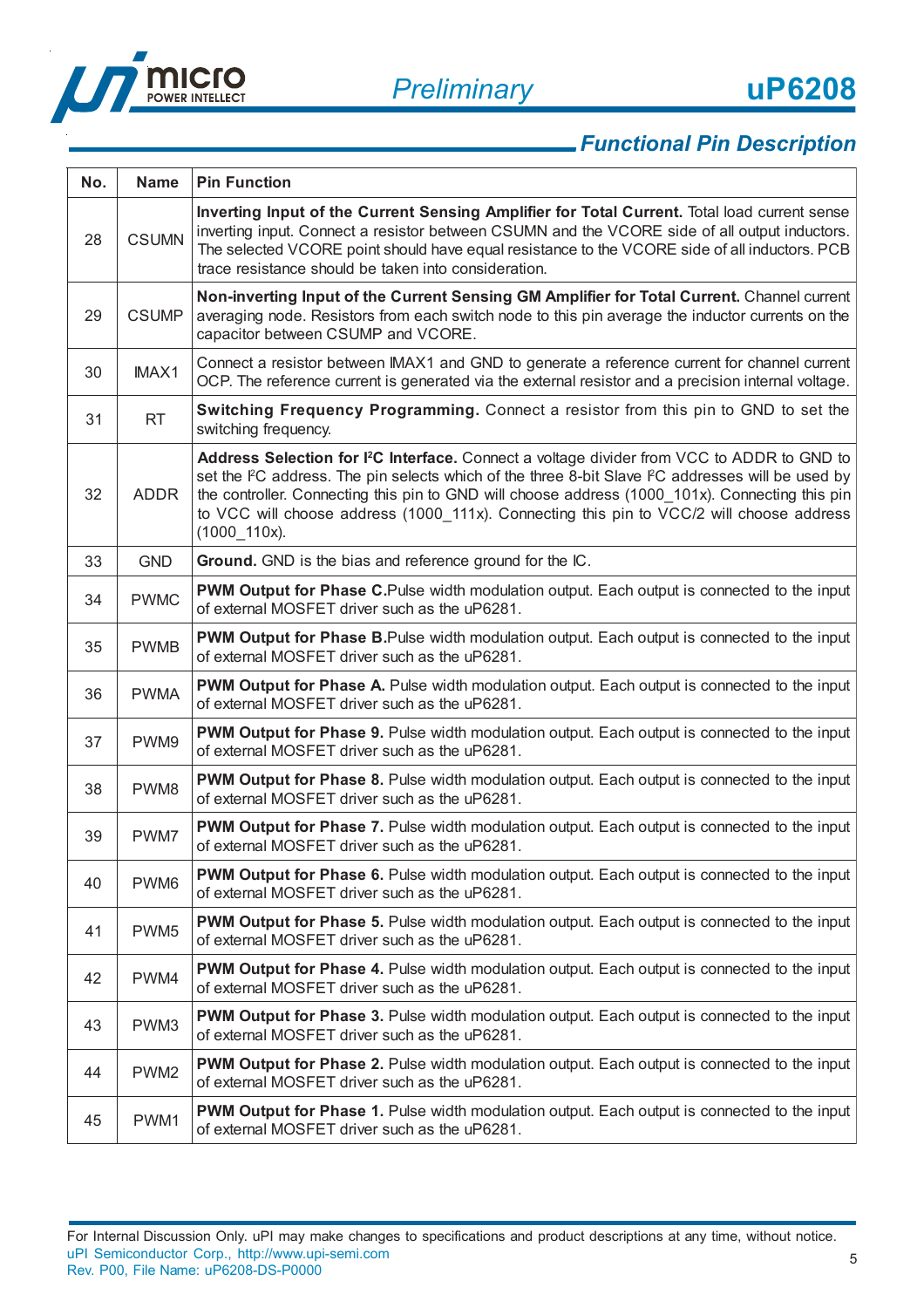## Functional Pin Description

| No. | Name | Pin Function |
|---|---|---|
| 28 | CSUMN | **Inverting Input of the Current Sensing Amplifier for Total Current.** Total load current sense inverting input. Connect a resistor between CSUMN and the VCORE side of all output inductors. The selected VCORE point should have equal resistance to the VCORE side of all inductors. PCB trace resistance should be taken into consideration. |
| 29 | CSUMP | **Non-inverting Input of the Current Sensing GM Amplifier for Total Current.** Channel current averaging node. Resistors from each switch node to this pin average the inductor currents on the capacitor between CSUMP and VCORE. |
| 30 | IMAX1 | Connect a resistor between IMAX1 and GND to generate a reference current for channel current OCP. The reference current is generated via the external resistor and a precision internal voltage. |
| 31 | RT | **Switching Frequency Programming.** Connect a resistor from this pin to GND to set the switching frequency. |
| 32 | ADDR | **Address Selection for I²C Interface.** Connect a voltage divider from VCC to ADDR to GND to set the I²C address. The pin selects which of the three 8-bit Slave I²C addresses will be used by the controller. Connecting this pin to GND will choose address (1000_101x). Connecting this pin to VCC will choose address (1000_111x). Connecting this pin to VCC/2 will choose address (1000_110x). |
| 33 | GND | **Ground.** GND is the bias and reference ground for the IC. |
| 34 | PWMC | **PWM Output for Phase C.** Pulse width modulation output. Each output is connected to the input of external MOSFET driver such as the uP6281. |
| 35 | PWMB | **PWM Output for Phase B.** Pulse width modulation output. Each output is connected to the input of external MOSFET driver such as the uP6281. |
| 36 | PWMA | **PWM Output for Phase A.** Pulse width modulation output. Each output is connected to the input of external MOSFET driver such as the uP6281. |
| 37 | PWM9 | **PWM Output for Phase 9.** Pulse width modulation output. Each output is connected to the input of external MOSFET driver such as the uP6281. |
| 38 | PWM8 | **PWM Output for Phase 8.** Pulse width modulation output. Each output is connected to the input of external MOSFET driver such as the uP6281. |
| 39 | PWM7 | **PWM Output for Phase 7.** Pulse width modulation output. Each output is connected to the input of external MOSFET driver such as the uP6281. |
| 40 | PWM6 | **PWM Output for Phase 6.** Pulse width modulation output. Each output is connected to the input of external MOSFET driver such as the uP6281. |
| 41 | PWM5 | **PWM Output for Phase 5.** Pulse width modulation output. Each output is connected to the input of external MOSFET driver such as the uP6281. |
| 42 | PWM4 | **PWM Output for Phase 4.** Pulse width modulation output. Each output is connected to the input of external MOSFET driver such as the uP6281. |
| 43 | PWM3 | **PWM Output for Phase 3.** Pulse width modulation output. Each output is connected to the input of external MOSFET driver such as the uP6281. |
| 44 | PWM2 | **PWM Output for Phase 2.** Pulse width modulation output. Each output is connected to the input of external MOSFET driver such as the uP6281. |
| 45 | PWM1 | **PWM Output for Phase 1.** Pulse width modulation output. Each output is connected to the input of external MOSFET driver such as the uP6281. |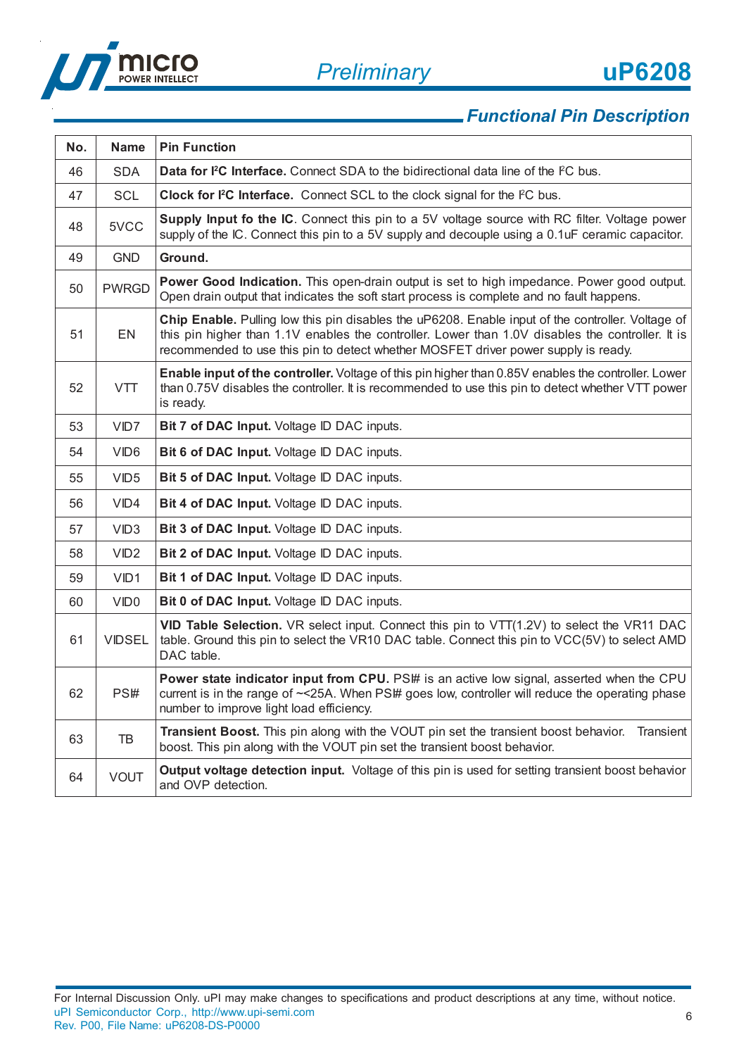## Functional Pin Description

| No. | Name | Pin Function |
|---|---|---|
| 46 | SDA | **Data for I²C Interface.** Connect SDA to the bidirectional data line of the I²C bus. |
| 47 | SCL | **Clock for I²C Interface.** Connect SCL to the clock signal for the I²C bus. |
| 48 | 5VCC | **Supply Input fo the IC**. Connect this pin to a 5V voltage source with RC filter. Voltage power supply of the IC. Connect this pin to a 5V supply and decouple using a 0.1uF ceramic capacitor. |
| 49 | GND | **Ground.** |
| 50 | PWRGD | **Power Good Indication.** This open-drain output is set to high impedance. Power good output. Open drain output that indicates the soft start process is complete and no fault happens. |
| 51 | EN | **Chip Enable.** Pulling low this pin disables the uP6208. Enable input of the controller. Voltage of this pin higher than 1.1V enables the controller. Lower than 1.0V disables the controller. It is recommended to use this pin to detect whether MOSFET driver power supply is ready. |
| 52 | VTT | **Enable input of the controller.** Voltage of this pin higher than 0.85V enables the controller. Lower than 0.75V disables the controller. It is recommended to use this pin to detect whether VTT power is ready. |
| 53 | VID7 | **Bit 7 of DAC Input.** Voltage ID DAC inputs. |
| 54 | VID6 | **Bit 6 of DAC Input.** Voltage ID DAC inputs. |
| 55 | VID5 | **Bit 5 of DAC Input.** Voltage ID DAC inputs. |
| 56 | VID4 | **Bit 4 of DAC Input.** Voltage ID DAC inputs. |
| 57 | VID3 | **Bit 3 of DAC Input.** Voltage ID DAC inputs. |
| 58 | VID2 | **Bit 2 of DAC Input.** Voltage ID DAC inputs. |
| 59 | VID1 | **Bit 1 of DAC Input.** Voltage ID DAC inputs. |
| 60 | VID0 | **Bit 0 of DAC Input.** Voltage ID DAC inputs. |
| 61 | VIDSEL | **VID Table Selection.** VR select input. Connect this pin to VTT(1.2V) to select the VR11 DAC table. Ground this pin to select the VR10 DAC table. Connect this pin to VCC(5V) to select AMD DAC table. |
| 62 | PSI# | **Power state indicator input from CPU.** PSI# is an active low signal, asserted when the CPU current is in the range of ~<25A. When PSI# goes low, controller will reduce the operating phase number to improve light load efficiency. |
| 63 | TB | **Transient Boost.** This pin along with the VOUT pin set the transient boost behavior. Transient boost. This pin along with the VOUT pin set the transient boost behavior. |
| 64 | VOUT | **Output voltage detection input.** Voltage of this pin is used for setting transient boost behavior and OVP detection. |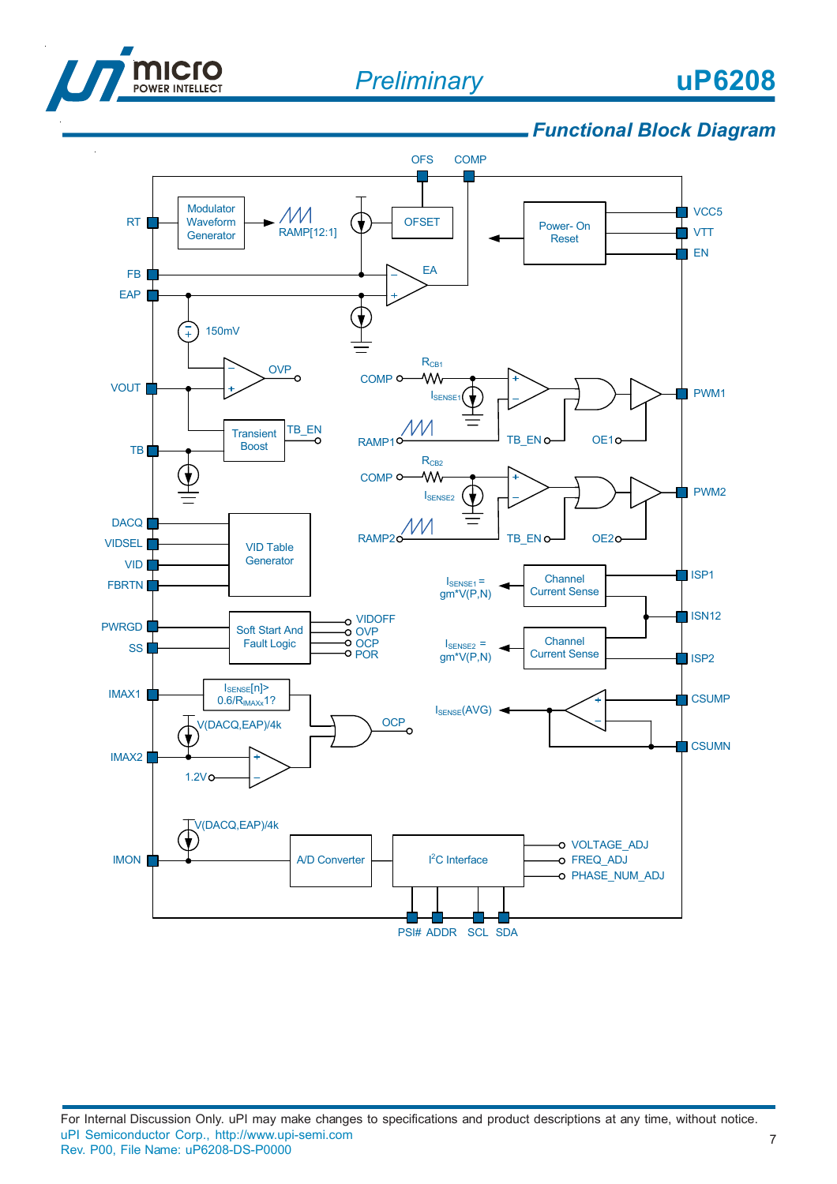## Functional Block Diagram

OFS COMP

RT — Modulator Waveform Generator — RAMP[12:1]

OFSET

Power- On Reset

VCC5

VTT

EN

FB

EAP

EA

150mV

OVP

VOUT

COMP — $R_{CB1}$ — $I_{SENSE1}$

PWM1

RAMP1

TB_EN

OE1

Transient Boost — TB_EN

TB

COMP — $R_{CB2}$ — $I_{SENSE2}$

PWM2

RAMP2

TB_EN

OE2

DACQ

VIDSEL

VID

FBRTN

VID Table Generator

$I_{SENSE1}$ = gm*V(P,N)

Channel Current Sense

ISP1

ISN12

PWRGD

SS

Soft Start And Fault Logic

VIDOFF

OVP

OCP

POR

$I_{SENSE2}$ = gm*V(P,N)

Channel Current Sense

ISP2

IMAX1

$I_{SENSE}[n] > 0.6/R_{IMAXx}1?$

V(DACQ,EAP)/4k

OCP

$I_{SENSE}$(AVG)

CSUMP

CSUMN

IMAX2

1.2V

V(DACQ,EAP)/4k

IMON

A/D Converter

$I^2C$ Interface

VOLTAGE_ADJ

FREQ_ADJ

PHASE_NUM_ADJ

PSI# ADDR SCL SDA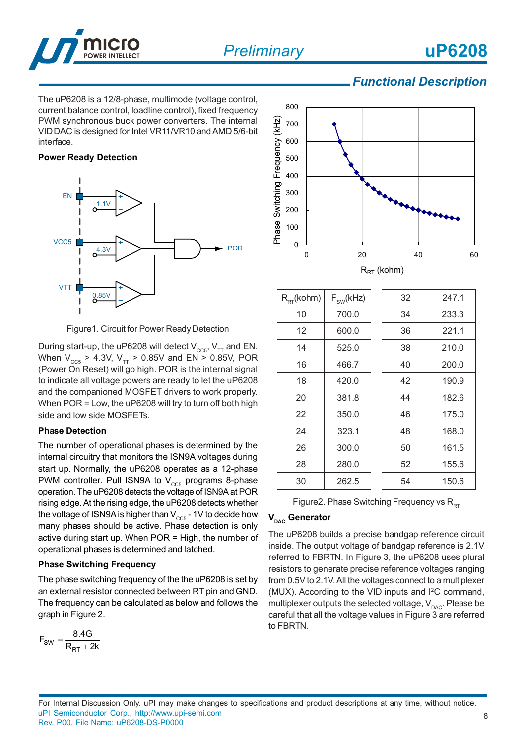## Functional Description

The uP6208 is a 12/8-phase, multimode (voltage control, current balance control, loadline control), fixed frequency PWM synchronous buck power converters. The internal VID DAC is designed for Intel VR11/VR10 and AMD 5/6-bit interface.

### Power Ready Detection

Figure1. Circuit for Power Ready Detection

During start-up, the uP6208 will detect $V_{CC5}$, $V_{TT}$ and EN. When $V_{CC5}$ > 4.3V, $V_{TT}$ > 0.85V and EN > 0.85V, POR (Power On Reset) will go high. POR is the internal signal to indicate all voltage powers are ready to let the uP6208 and the companioned MOSFET drivers to work properly. When POR = Low, the uP6208 will try to turn off both high side and low side MOSFETs.

### Phase Detection

The number of operational phases is determined by the internal circuitry that monitors the ISN9A voltages during start up. Normally, the uP6208 operates as a 12-phase PWM controller. Pull ISN9A to $V_{CC5}$ programs 8-phase operation. The uP6208 detects the voltage of ISN9A at POR rising edge. At the rising edge, the uP6208 detects whether the voltage of ISN9A is higher than $V_{CC5}$ - 1V to decide how many phases should be active. Phase detection is only active during start up. When POR = High, the number of operational phases is determined and latched.

### Phase Switching Frequency

The phase switching frequency of the the uP6208 is set by an external resistor connected between RT pin and GND. The frequency can be calculated as below and follows the graph in Figure 2.

$$F_{SW} = \frac{8.4G}{R_{RT} + 2k}$$

| $R_{RT}$(kohm) | $F_{SW}$(kHz) | $R_{RT}$(kohm) | $F_{SW}$(kHz) |
|---|---|---|---|
| 10 | 700.0 | 32 | 247.1 |
| 12 | 600.0 | 34 | 233.3 |
| 14 | 525.0 | 36 | 221.1 |
| 16 | 466.7 | 38 | 210.0 |
| 18 | 420.0 | 40 | 200.0 |
| 20 | 381.8 | 42 | 190.9 |
| 22 | 350.0 | 44 | 182.6 |
| 24 | 323.1 | 46 | 175.0 |
| 26 | 300.0 | 48 | 168.0 |
| 28 | 280.0 | 50 | 161.5 |
| 30 | 262.5 | 52 | 155.6 |
| | | 54 | 150.6 |

Figure2. Phase Switching Frequency vs $R_{RT}$

### $V_{DAC}$ Generator

The uP6208 builds a precise bandgap reference circuit inside. The output voltage of bandgap reference is 2.1V referred to FBRTN. In Figure 3, the uP6208 uses plural resistors to generate precise reference voltages ranging from 0.5V to 2.1V. All the voltages connect to a multiplexer (MUX). According to the VID inputs and I²C command, multiplexer outputs the selected voltage, $V_{DAC}$. Please be careful that all the voltage values in Figure 3 are referred to FBRTN.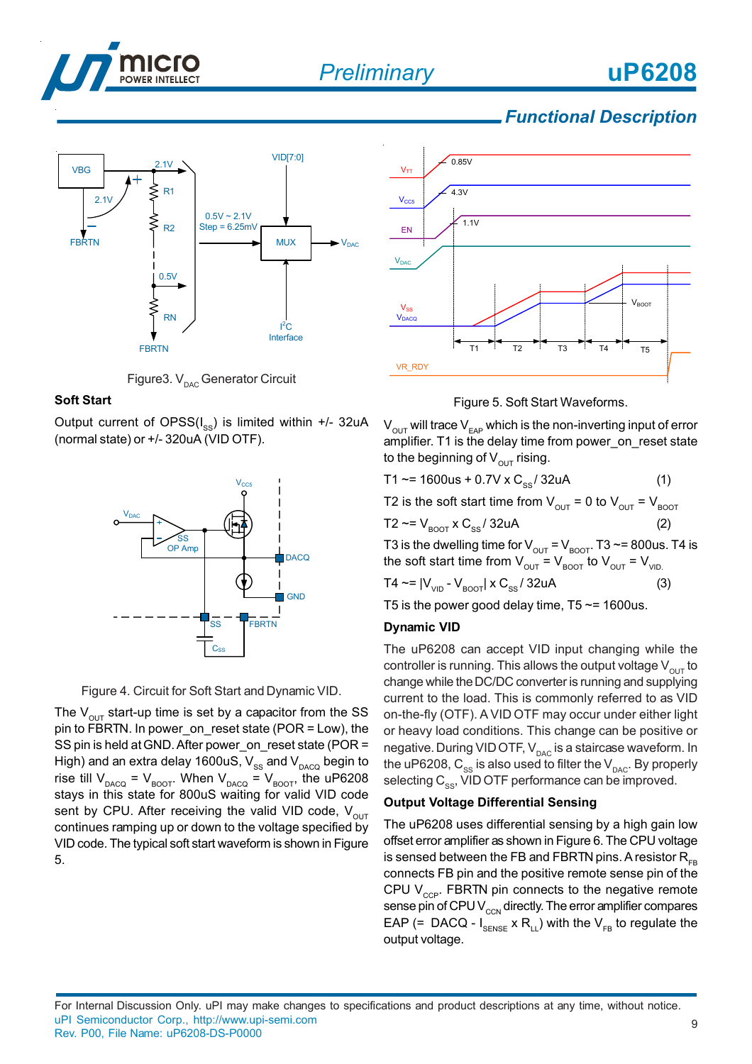## Functional Description

Figure3. $V_{DAC}$ Generator Circuit

### Soft Start

Output current of OPSS($I_{SS}$) is limited within +/- 32uA (normal state) or +/- 320uA (VID OTF).

Figure 4. Circuit for Soft Start and Dynamic VID.

The $V_{OUT}$ start-up time is set by a capacitor from the SS pin to FBRTN. In power_on_reset state (POR = Low), the SS pin is held at GND. After power_on_reset state (POR = High) and an extra delay 1600uS, $V_{SS}$ and $V_{DACQ}$ begin to rise till $V_{DACQ} = V_{BOOT}$. When $V_{DACQ} = V_{BOOT}$, the uP6208 stays in this state for 800uS waiting for valid VID code sent by CPU. After receiving the valid VID code, $V_{OUT}$ continues ramping up or down to the voltage specified by VID code. The typical soft start waveform is shown in Figure 5.

Figure 5. Soft Start Waveforms.

$V_{OUT}$ will trace $V_{EAP}$ which is the non-inverting input of error amplifier. T1 is the delay time from power_on_reset state to the beginning of $V_{OUT}$ rising.

$$T1 \sim= 1600us + 0.7V \times C_{SS} / 32uA \quad (1)$$

T2 is the soft start time from $V_{OUT}$ = 0 to $V_{OUT} = V_{BOOT}$

$$T2 \sim= V_{BOOT} \times C_{SS} / 32uA \quad (2)$$

T3 is the dwelling time for $V_{OUT} = V_{BOOT}$. T3 ~= 800us. T4 is the soft start time from $V_{OUT} = V_{BOOT}$ to $V_{OUT} = V_{VID}$.

$$T4 \sim= |V_{VID} - V_{BOOT}| \times C_{SS} / 32uA \quad (3)$$

T5 is the power good delay time, T5 ~= 1600us.

### Dynamic VID

The uP6208 can accept VID input changing while the controller is running. This allows the output voltage $V_{OUT}$ to change while the DC/DC converter is running and supplying current to the load. This is commonly referred to as VID on-the-fly (OTF). A VID OTF may occur under either light or heavy load conditions. This change can be positive or negative. During VID OTF, $V_{DAC}$ is a staircase waveform. In the uP6208, $C_{SS}$ is also used to filter the $V_{DAC}$. By properly selecting $C_{SS}$, VID OTF performance can be improved.

### Output Voltage Differential Sensing

The uP6208 uses differential sensing by a high gain low offset error amplifier as shown in Figure 6. The CPU voltage is sensed between the FB and FBRTN pins. A resistor $R_{FB}$ connects FB pin and the positive remote sense pin of the CPU $V_{CCP}$. FBRTN pin connects to the negative remote sense pin of CPU $V_{CCN}$ directly. The error amplifier compares EAP (= DACQ - $I_{SENSE} \times R_{LL}$) with the $V_{FB}$ to regulate the output voltage.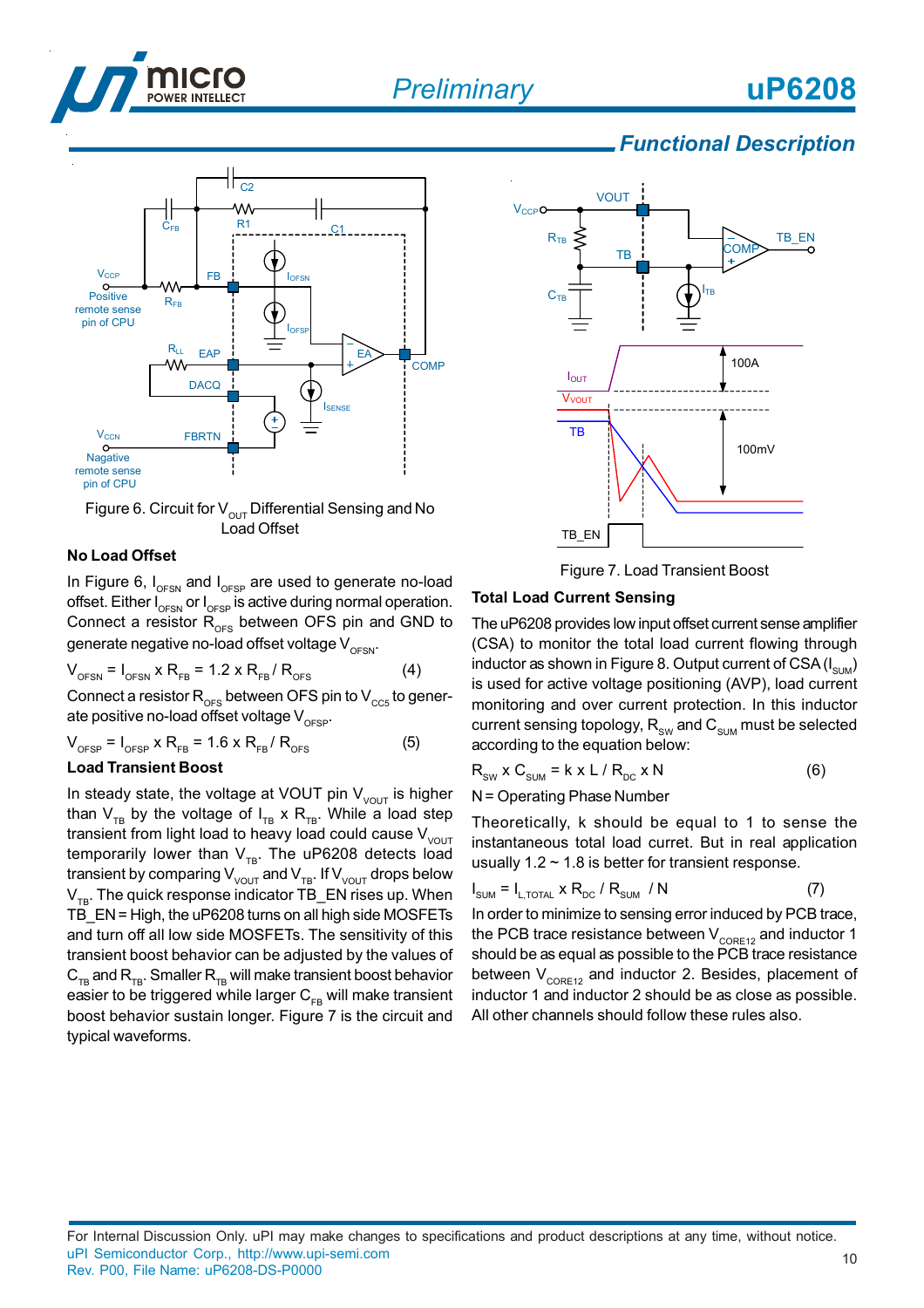## Functional Description

Figure 6. Circuit for $V_{OUT}$ Differential Sensing and No Load Offset

### No Load Offset

In Figure 6, $I_{OFSN}$ and $I_{OFSP}$ are used to generate no-load offset. Either $I_{OFSN}$ or $I_{OFSP}$ is active during normal operation. Connect a resistor $R_{OFS}$ between OFS pin and GND to generate negative no-load offset voltage $V_{OFSN}$.

$$V_{OFSN} = I_{OFSN} \times R_{FB} = 1.2 \times R_{FB} / R_{OFS} \quad (4)$$

Connect a resistor $R_{OFS}$ between OFS pin to $V_{CC5}$ to generate positive no-load offset voltage $V_{OFSP}$.

$$V_{OFSP} = I_{OFSP} \times R_{FB} = 1.6 \times R_{FB} / R_{OFS} \quad (5)$$

### Load Transient Boost

In steady state, the voltage at VOUT pin $V_{VOUT}$ is higher than $V_{TB}$ by the voltage of $I_{TB} \times R_{TB}$. While a load step transient from light load to heavy load could cause $V_{VOUT}$ temporarily lower than $V_{TB}$. The uP6208 detects load transient by comparing $V_{VOUT}$ and $V_{TB}$. If $V_{VOUT}$ drops below $V_{TB}$. The quick response indicator TB_EN rises up. When TB_EN = High, the uP6208 turns on all high side MOSFETs and turn off all low side MOSFETs. The sensitivity of this transient boost behavior can be adjusted by the values of $C_{TB}$ and $R_{TB}$. Smaller $R_{TB}$ will make transient boost behavior easier to be triggered while larger $C_{FB}$ will make transient boost behavior sustain longer. Figure 7 is the circuit and typical waveforms.

Figure 7. Load Transient Boost

### Total Load Current Sensing

The uP6208 provides low input offset current sense amplifier (CSA) to monitor the total load current flowing through inductor as shown in Figure 8. Output current of CSA ($I_{SUM}$) is used for active voltage positioning (AVP), load current monitoring and over current protection. In this inductor current sensing topology, $R_{SW}$ and $C_{SUM}$ must be selected according to the equation below:

$$R_{SW} \times C_{SUM} = k \times L / R_{DC} \times N \quad (6)$$

N = Operating Phase Number

Theoretically, k should be equal to 1 to sense the instantaneous total load curret. But in real application usually 1.2 ~ 1.8 is better for transient response.

$$I_{SUM} = I_{L,TOTAL} \times R_{DC} / R_{SUM} \ / N \quad (7)$$

In order to minimize to sensing error induced by PCB trace, the PCB trace resistance between $V_{CORE12}$ and inductor 1 should be as equal as possible to the PCB trace resistance between $V_{CORE12}$ and inductor 2. Besides, placement of inductor 1 and inductor 2 should be as close as possible. All other channels should follow these rules also.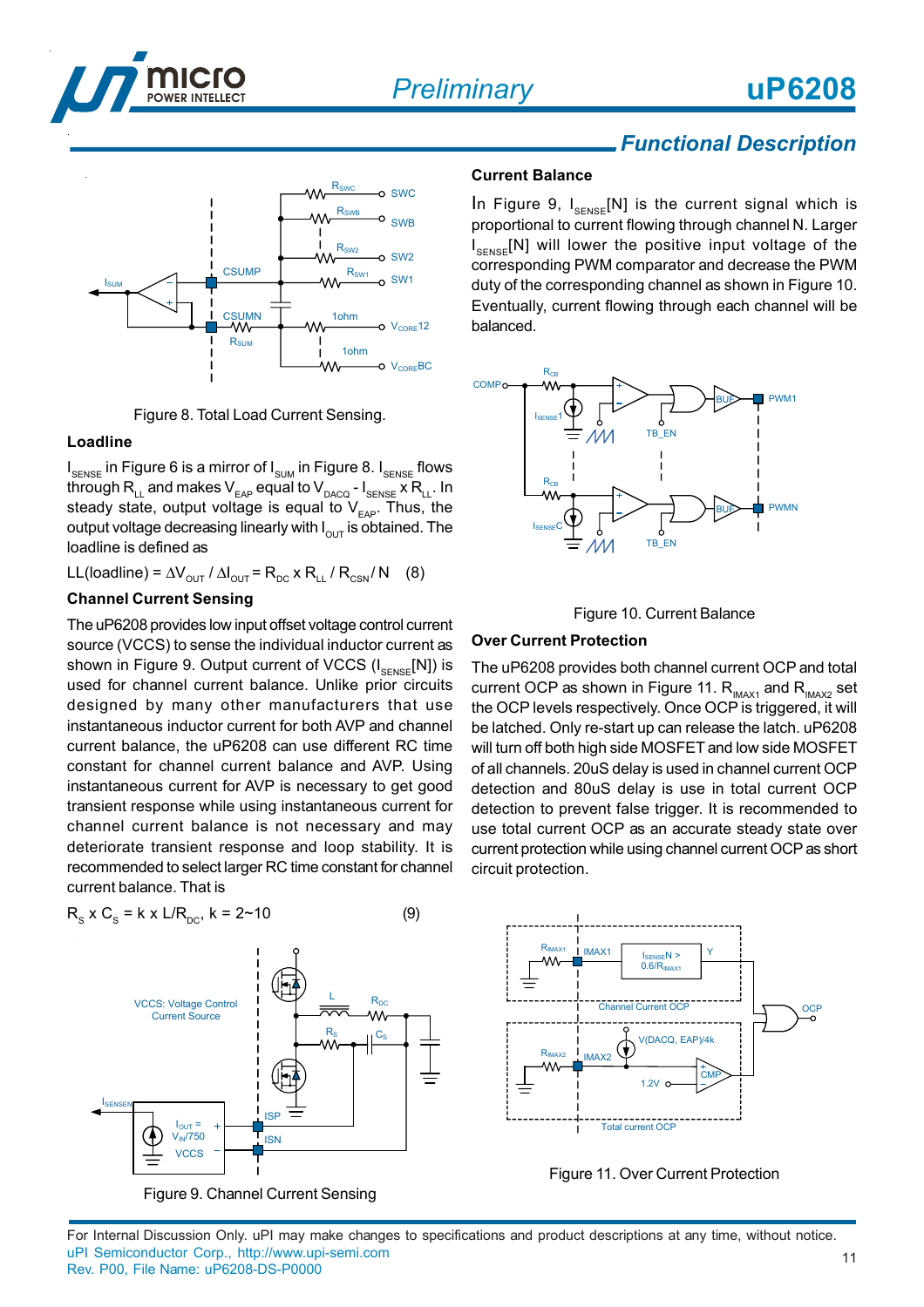## Functional Description

Figure 8. Total Load Current Sensing.

### Loadline

$I_{SENSE}$ in Figure 6 is a mirror of $I_{SUM}$ in Figure 8. $I_{SENSE}$ flows through $R_{LL}$ and makes $V_{EAP}$ equal to $V_{DACQ}$ - $I_{SENSE}$ x $R_{LL}$. In steady state, output voltage is equal to $V_{EAP}$. Thus, the output voltage decreasing linearly with $I_{OUT}$ is obtained. The loadline is defined as

$$LL(\text{loadline}) = \Delta V_{OUT} / \Delta I_{OUT} = R_{DC} \times R_{LL} / R_{CSN} / N \quad (8)$$

### Channel Current Sensing

The uP6208 provides low input offset voltage control current source (VCCS) to sense the individual inductor current as shown in Figure 9. Output current of VCCS ($I_{SENSE}$[N]) is used for channel current balance. Unlike prior circuits designed by many other manufacturers that use instantaneous inductor current for both AVP and channel current balance, the uP6208 can use different RC time constant for channel current balance and AVP. Using instantaneous current for AVP is necessary to get good transient response while using instantaneous current for channel current balance is not necessary and may deteriorate transient response and loop stability. It is recommended to select larger RC time constant for channel current balance. That is

$$R_S \times C_S = k \times L/R_{DC},\ k = 2\sim10 \quad (9)$$

Figure 9. Channel Current Sensing

### Current Balance

In Figure 9, $I_{SENSE}$[N] is the current signal which is proportional to current flowing through channel N. Larger $I_{SENSE}$[N] will lower the positive input voltage of the corresponding PWM comparator and decrease the PWM duty of the corresponding channel as shown in Figure 10. Eventually, current flowing through each channel will be balanced.

Figure 10. Current Balance

### Over Current Protection

The uP6208 provides both channel current OCP and total current OCP as shown in Figure 11. $R_{IMAX1}$ and $R_{IMAX2}$ set the OCP levels respectively. Once OCP is triggered, it will be latched. Only re-start up can release the latch. uP6208 will turn off both high side MOSFET and low side MOSFET of all channels. 20uS delay is used in channel current OCP detection and 80uS delay is use in total current OCP detection to prevent false trigger. It is recommended to use total current OCP as an accurate steady state over current protection while using channel current OCP as short circuit protection.

Figure 11. Over Current Protection

For Internal Discussion Only. uPI may make changes to specifications and product descriptions at any time, without notice.
uPI Semiconductor Corp., http://www.upi-semi.com
Rev. P00, File Name: uP6208-DS-P0000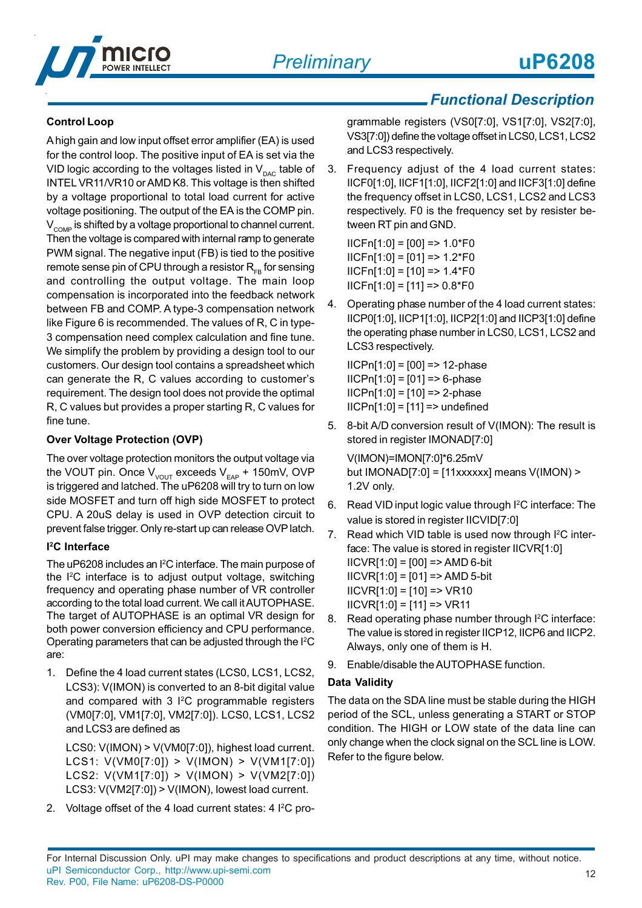## Functional Description

### Control Loop

A high gain and low input offset error amplifier (EA) is used for the control loop. The positive input of EA is set via the VID logic according to the voltages listed in $V_{DAC}$ table of INTEL VR11/VR10 or AMD K8. This voltage is then shifted by a voltage proportional to total load current for active voltage positioning. The output of the EA is the COMP pin. $V_{COMP}$ is shifted by a voltage proportional to channel current. Then the voltage is compared with internal ramp to generate PWM signal. The negative input (FB) is tied to the positive remote sense pin of CPU through a resistor $R_{FB}$ for sensing and controlling the output voltage. The main loop compensation is incorporated into the feedback network between FB and COMP. A type-3 compensation network like Figure 6 is recommended. The values of R, C in type-3 compensation need complex calculation and fine tune. We simplify the problem by providing a design tool to our customers. Our design tool contains a spreadsheet which can generate the R, C values according to customer's requirement. The design tool does not provide the optimal R, C values but provides a proper starting R, C values for fine tune.

### Over Voltage Protection (OVP)

The over voltage protection monitors the output voltage via the VOUT pin. Once $V_{VOUT}$ exceeds $V_{EAP}$ + 150mV, OVP is triggered and latched. The uP6208 will try to turn on low side MOSFET and turn off high side MOSFET to protect CPU. A 20uS delay is used in OVP detection circuit to prevent false trigger. Only re-start up can release OVP latch.

### I²C Interface

The uP6208 includes an I²C interface. The main purpose of the I²C interface is to adjust output voltage, switching frequency and operating phase number of VR controller according to the total load current. We call it AUTOPHASE. The target of AUTOPHASE is an optimal VR design for both power conversion efficiency and CPU performance. Operating parameters that can be adjusted through the I²C are:

1. Define the 4 load current states (LCS0, LCS1, LCS2, LCS3): V(IMON) is converted to an 8-bit digital value and compared with 3 I²C programmable registers (VM0[7:0], VM1[7:0], VM2[7:0]). LCS0, LCS1, LCS2 and LCS3 are defined as

   LCS0: V(IMON) > V(VM0[7:0]), highest load current.
   LCS1: V(VM0[7:0]) > V(IMON) > V(VM1[7:0])
   LCS2: V(VM1[7:0]) > V(IMON) > V(VM2[7:0])
   LCS3: V(VM2[7:0]) > V(IMON), lowest load current.

2. Voltage offset of the 4 load current states: 4 I²C programmable registers (VS0[7:0], VS1[7:0], VS2[7:0], VS3[7:0]) define the voltage offset in LCS0, LCS1, LCS2 and LCS3 respectively.

3. Frequency adjust of the 4 load current states: IICF0[1:0], IICF1[1:0], IICF2[1:0] and IICF3[1:0] define the frequency offset in LCS0, LCS1, LCS2 and LCS3 respectively. F0 is the frequency set by resister between RT pin and GND.

   IICFn[1:0] = [00] => 1.0*F0
   IICFn[1:0] = [01] => 1.2*F0
   IICFn[1:0] = [10] => 1.4*F0
   IICFn[1:0] = [11] => 0.8*F0

4. Operating phase number of the 4 load current states: IICP0[1:0], IICP1[1:0], IICP2[1:0] and IICP3[1:0] define the operating phase number in LCS0, LCS1, LCS2 and LCS3 respectively.

   IICPn[1:0] = [00] => 12-phase
   IICPn[1:0] = [01] => 6-phase
   IICPn[1:0] = [10] => 2-phase
   IICPn[1:0] = [11] => undefined

5. 8-bit A/D conversion result of V(IMON): The result is stored in register IMONAD[7:0]

   V(IMON)=IMON[7:0]*6.25mV
   but IMONAD[7:0] = [11xxxxxx] means V(IMON) > 1.2V only.

6. Read VID input logic value through I²C interface: The value is stored in register IICVID[7:0]

7. Read which VID table is used now through I²C interface: The value is stored in register IICVR[1:0]
   IICVR[1:0] = [00] => AMD 6-bit
   IICVR[1:0] = [01] => AMD 5-bit
   IICVR[1:0] = [10] => VR10
   IICVR[1:0] = [11] => VR11

8. Read operating phase number through I²C interface: The value is stored in register IICP12, IICP6 and IICP2. Always, only one of them is H.

9. Enable/disable the AUTOPHASE function.

### Data Validity

The data on the SDA line must be stable during the HIGH period of the SCL, unless generating a START or STOP condition. The HIGH or LOW state of the data line can only change when the clock signal on the SCL line is LOW. Refer to the figure below.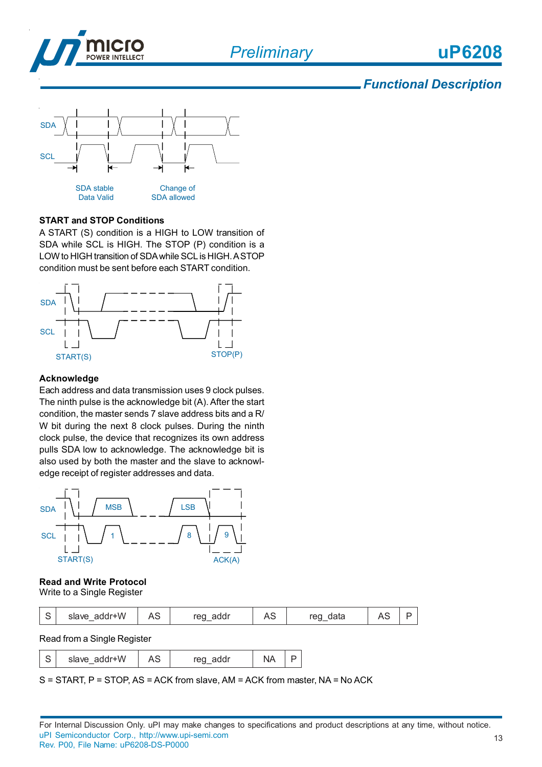## Functional Description

SDA stable
Data Valid

Change of
SDA allowed

### START and STOP Conditions

A START (S) condition is a HIGH to LOW transition of SDA while SCL is HIGH. The STOP (P) condition is a LOW to HIGH transition of SDA while SCL is HIGH. A STOP condition must be sent before each START condition.

START(S) STOP(P)

### Acknowledge

Each address and data transmission uses 9 clock pulses. The ninth pulse is the acknowledge bit (A). After the start condition, the master sends 7 slave address bits and a R/W bit during the next 8 clock pulses. During the ninth clock pulse, the device that recognizes its own address pulls SDA low to acknowledge. The acknowledge bit is also used by both the master and the slave to acknowledge receipt of register addresses and data.

START(S) ACK(A)

### Read and Write Protocol

Write to a Single Register

| S | slave_addr+W | AS | reg_addr | AS | reg_data | AS | P |
|---|---|---|---|---|---|---|---|

Read from a Single Register

| S | slave_addr+W | AS | reg_addr | NA | P |
|---|---|---|---|---|---|

S = START, P = STOP, AS = ACK from slave, AM = ACK from master, NA = No ACK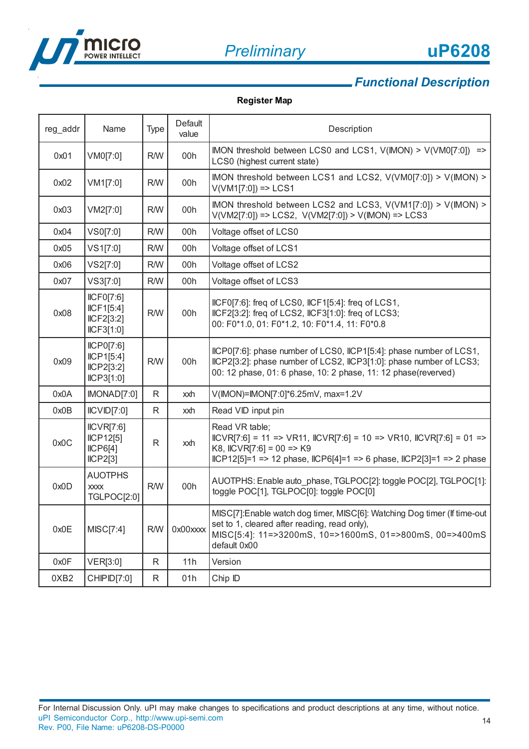## Functional Description

**Register Map**

| reg_addr | Name | Type | Default value | Description |
|---|---|---|---|---|
| 0x01 | VM0[7:0] | R/W | 00h | IMON threshold between LCS0 and LCS1, V(IMON) > V(VM0[7:0]) => LCS0 (highest current state) |
| 0x02 | VM1[7:0] | R/W | 00h | IMON threshold between LCS1 and LCS2, V(VM0[7:0]) > V(IMON) > V(VM1[7:0]) => LCS1 |
| 0x03 | VM2[7:0] | R/W | 00h | IMON threshold between LCS2 and LCS3, V(VM1[7:0]) > V(IMON) > V(VM2[7:0]) => LCS2, V(VM2[7:0]) > V(IMON) => LCS3 |
| 0x04 | VS0[7:0] | R/W | 00h | Voltage offset of LCS0 |
| 0x05 | VS1[7:0] | R/W | 00h | Voltage offset of LCS1 |
| 0x06 | VS2[7:0] | R/W | 00h | Voltage offset of LCS2 |
| 0x07 | VS3[7:0] | R/W | 00h | Voltage offset of LCS3 |
| 0x08 | IICF0[7:6]<br>IICF1[5:4]<br>IICF2[3:2]<br>IICF3[1:0] | R/W | 00h | IICF0[7:6]: freq of LCS0, IICF1[5:4]: freq of LCS1, IICF2[3:2]: freq of LCS2, IICF3[1:0]: freq of LCS3;<br>00: F0*1.0, 01: F0*1.2, 10: F0*1.4, 11: F0*0.8 |
| 0x09 | IICP0[7:6]<br>IICP1[5:4]<br>IICP2[3:2]<br>IICP3[1:0] | R/W | 00h | IICP0[7:6]: phase number of LCS0, IICP1[5:4]: phase number of LCS1, IICP2[3:2]: phase number of LCS2, IICP3[1:0]: phase number of LCS3;<br>00: 12 phase, 01: 6 phase, 10: 2 phase, 11: 12 phase(reverved) |
| 0x0A | IMONAD[7:0] | R | xxh | V(IMON)=IMON[7:0]*6.25mV, max=1.2V |
| 0x0B | IICVID[7:0] | R | xxh | Read VID input pin |
| 0x0C | IICVR[7:6]<br>IICP12[5]<br>IICP6[4]<br>IICP2[3] | R | xxh | Read VR table;<br>IICVR[7:6] = 11 => VR11, IICVR[7:6] = 10 => VR10, IICVR[7:6] = 01 => K8, IICVR[7:6] = 00 => K9<br>IICP12[5]=1 => 12 phase, IICP6[4]=1 => 6 phase, IICP2[3]=1 => 2 phase |
| 0x0D | AUOTPHS<br>xxxx<br>TGLPOC[2:0] | R/W | 00h | AUOTPHS: Enable auto_phase, TGLPOC[2]: toggle POC[2], TGLPOC[1]: toggle POC[1], TGLPOC[0]: toggle POC[0] |
| 0x0E | MISC[7:4] | R/W | 0x00xxxx | MISC[7]:Enable watch dog timer, MISC[6]: Watching Dog timer (If time-out set to 1, cleared after reading, read only),<br>MISC[5:4]: 11=>3200mS, 10=>1600mS, 01=>800mS, 00=>400mS default 0x00 |
| 0x0F | VER[3:0] | R | 11h | Version |
| 0XB2 | CHIPID[7:0] | R | 01h | Chip ID |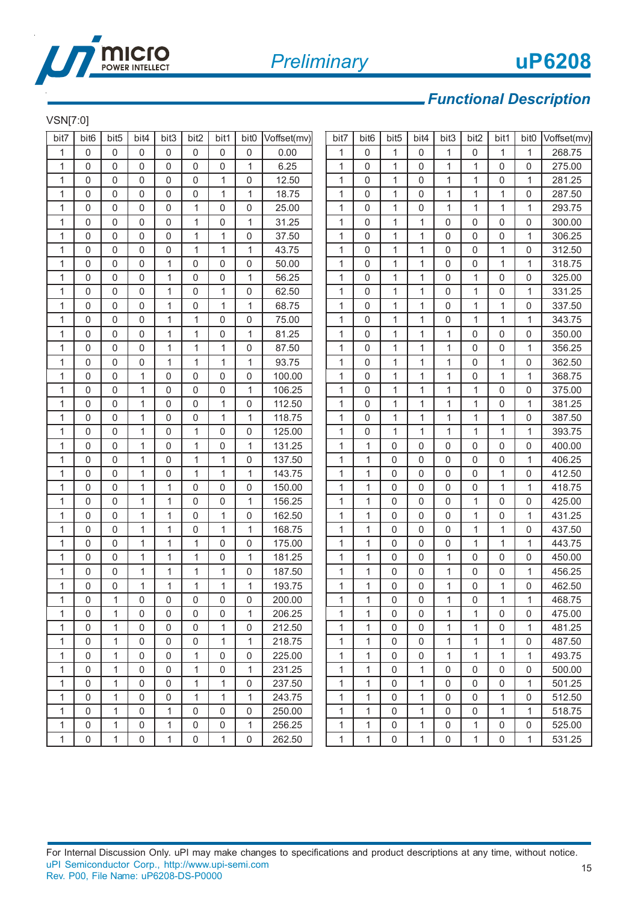## Functional Description

VSN[7:0]

| bit7 | bit6 | bit5 | bit4 | bit3 | bit2 | bit1 | bit0 | Voffset(mv) |
|---|---|---|---|---|---|---|---|---|
| 1 | 0 | 0 | 0 | 0 | 0 | 0 | 0 | 0.00 |
| 1 | 0 | 0 | 0 | 0 | 0 | 0 | 1 | 6.25 |
| 1 | 0 | 0 | 0 | 0 | 0 | 1 | 0 | 12.50 |
| 1 | 0 | 0 | 0 | 0 | 0 | 1 | 1 | 18.75 |
| 1 | 0 | 0 | 0 | 0 | 1 | 0 | 0 | 25.00 |
| 1 | 0 | 0 | 0 | 0 | 1 | 0 | 1 | 31.25 |
| 1 | 0 | 0 | 0 | 0 | 1 | 1 | 0 | 37.50 |
| 1 | 0 | 0 | 0 | 0 | 1 | 1 | 1 | 43.75 |
| 1 | 0 | 0 | 0 | 1 | 0 | 0 | 0 | 50.00 |
| 1 | 0 | 0 | 0 | 1 | 0 | 0 | 1 | 56.25 |
| 1 | 0 | 0 | 0 | 1 | 0 | 1 | 0 | 62.50 |
| 1 | 0 | 0 | 0 | 1 | 0 | 1 | 1 | 68.75 |
| 1 | 0 | 0 | 0 | 1 | 1 | 0 | 0 | 75.00 |
| 1 | 0 | 0 | 0 | 1 | 1 | 0 | 1 | 81.25 |
| 1 | 0 | 0 | 0 | 1 | 1 | 1 | 0 | 87.50 |
| 1 | 0 | 0 | 0 | 1 | 1 | 1 | 1 | 93.75 |
| 1 | 0 | 0 | 1 | 0 | 0 | 0 | 0 | 100.00 |
| 1 | 0 | 0 | 1 | 0 | 0 | 0 | 1 | 106.25 |
| 1 | 0 | 0 | 1 | 0 | 0 | 1 | 0 | 112.50 |
| 1 | 0 | 0 | 1 | 0 | 0 | 1 | 1 | 118.75 |
| 1 | 0 | 0 | 1 | 0 | 1 | 0 | 0 | 125.00 |
| 1 | 0 | 0 | 1 | 0 | 1 | 0 | 1 | 131.25 |
| 1 | 0 | 0 | 1 | 0 | 1 | 1 | 0 | 137.50 |
| 1 | 0 | 0 | 1 | 0 | 1 | 1 | 1 | 143.75 |
| 1 | 0 | 0 | 1 | 1 | 0 | 0 | 0 | 150.00 |
| 1 | 0 | 0 | 1 | 1 | 0 | 0 | 1 | 156.25 |
| 1 | 0 | 0 | 1 | 1 | 0 | 1 | 0 | 162.50 |
| 1 | 0 | 0 | 1 | 1 | 0 | 1 | 1 | 168.75 |
| 1 | 0 | 0 | 1 | 1 | 1 | 0 | 0 | 175.00 |
| 1 | 0 | 0 | 1 | 1 | 1 | 0 | 1 | 181.25 |
| 1 | 0 | 0 | 1 | 1 | 1 | 1 | 0 | 187.50 |
| 1 | 0 | 0 | 1 | 1 | 1 | 1 | 1 | 193.75 |
| 1 | 0 | 1 | 0 | 0 | 0 | 0 | 0 | 200.00 |
| 1 | 0 | 1 | 0 | 0 | 0 | 0 | 1 | 206.25 |
| 1 | 0 | 1 | 0 | 0 | 0 | 1 | 0 | 212.50 |
| 1 | 0 | 1 | 0 | 0 | 0 | 1 | 1 | 218.75 |
| 1 | 0 | 1 | 0 | 0 | 1 | 0 | 0 | 225.00 |
| 1 | 0 | 1 | 0 | 0 | 1 | 0 | 1 | 231.25 |
| 1 | 0 | 1 | 0 | 0 | 1 | 1 | 0 | 237.50 |
| 1 | 0 | 1 | 0 | 0 | 1 | 1 | 1 | 243.75 |
| 1 | 0 | 1 | 0 | 1 | 0 | 0 | 0 | 250.00 |
| 1 | 0 | 1 | 0 | 1 | 0 | 0 | 1 | 256.25 |
| 1 | 0 | 1 | 0 | 1 | 0 | 1 | 0 | 262.50 |
| 1 | 0 | 1 | 0 | 1 | 0 | 1 | 1 | 268.75 |
| 1 | 0 | 1 | 0 | 1 | 1 | 0 | 0 | 275.00 |
| 1 | 0 | 1 | 0 | 1 | 1 | 0 | 1 | 281.25 |
| 1 | 0 | 1 | 0 | 1 | 1 | 1 | 0 | 287.50 |
| 1 | 0 | 1 | 0 | 1 | 1 | 1 | 1 | 293.75 |
| 1 | 0 | 1 | 1 | 0 | 0 | 0 | 0 | 300.00 |
| 1 | 0 | 1 | 1 | 0 | 0 | 0 | 1 | 306.25 |
| 1 | 0 | 1 | 1 | 0 | 0 | 1 | 0 | 312.50 |
| 1 | 0 | 1 | 1 | 0 | 0 | 1 | 1 | 318.75 |
| 1 | 0 | 1 | 1 | 0 | 1 | 0 | 0 | 325.00 |
| 1 | 0 | 1 | 1 | 0 | 1 | 0 | 1 | 331.25 |
| 1 | 0 | 1 | 1 | 0 | 1 | 1 | 0 | 337.50 |
| 1 | 0 | 1 | 1 | 0 | 1 | 1 | 1 | 343.75 |
| 1 | 0 | 1 | 1 | 1 | 0 | 0 | 0 | 350.00 |
| 1 | 0 | 1 | 1 | 1 | 0 | 0 | 1 | 356.25 |
| 1 | 0 | 1 | 1 | 1 | 0 | 1 | 0 | 362.50 |
| 1 | 0 | 1 | 1 | 1 | 0 | 1 | 1 | 368.75 |
| 1 | 0 | 1 | 1 | 1 | 1 | 0 | 0 | 375.00 |
| 1 | 0 | 1 | 1 | 1 | 1 | 0 | 1 | 381.25 |
| 1 | 0 | 1 | 1 | 1 | 1 | 1 | 0 | 387.50 |
| 1 | 0 | 1 | 1 | 1 | 1 | 1 | 1 | 393.75 |
| 1 | 1 | 0 | 0 | 0 | 0 | 0 | 0 | 400.00 |
| 1 | 1 | 0 | 0 | 0 | 0 | 0 | 1 | 406.25 |
| 1 | 1 | 0 | 0 | 0 | 0 | 1 | 0 | 412.50 |
| 1 | 1 | 0 | 0 | 0 | 0 | 1 | 1 | 418.75 |
| 1 | 1 | 0 | 0 | 0 | 1 | 0 | 0 | 425.00 |
| 1 | 1 | 0 | 0 | 0 | 1 | 0 | 1 | 431.25 |
| 1 | 1 | 0 | 0 | 0 | 1 | 1 | 0 | 437.50 |
| 1 | 1 | 0 | 0 | 0 | 1 | 1 | 1 | 443.75 |
| 1 | 1 | 0 | 0 | 1 | 0 | 0 | 0 | 450.00 |
| 1 | 1 | 0 | 0 | 1 | 0 | 0 | 1 | 456.25 |
| 1 | 1 | 0 | 0 | 1 | 0 | 1 | 0 | 462.50 |
| 1 | 1 | 0 | 0 | 1 | 0 | 1 | 1 | 468.75 |
| 1 | 1 | 0 | 0 | 1 | 1 | 0 | 0 | 475.00 |
| 1 | 1 | 0 | 0 | 1 | 1 | 0 | 1 | 481.25 |
| 1 | 1 | 0 | 0 | 1 | 1 | 1 | 0 | 487.50 |
| 1 | 1 | 0 | 0 | 1 | 1 | 1 | 1 | 493.75 |
| 1 | 1 | 0 | 1 | 0 | 0 | 0 | 0 | 500.00 |
| 1 | 1 | 0 | 1 | 0 | 0 | 0 | 1 | 501.25 |
| 1 | 1 | 0 | 1 | 0 | 0 | 1 | 0 | 512.50 |
| 1 | 1 | 0 | 1 | 0 | 0 | 1 | 1 | 518.75 |
| 1 | 1 | 0 | 1 | 0 | 1 | 0 | 0 | 525.00 |
| 1 | 1 | 0 | 1 | 0 | 1 | 0 | 1 | 531.25 |

For Internal Discussion Only. uPI may make changes to specifications and product descriptions at any time, without notice.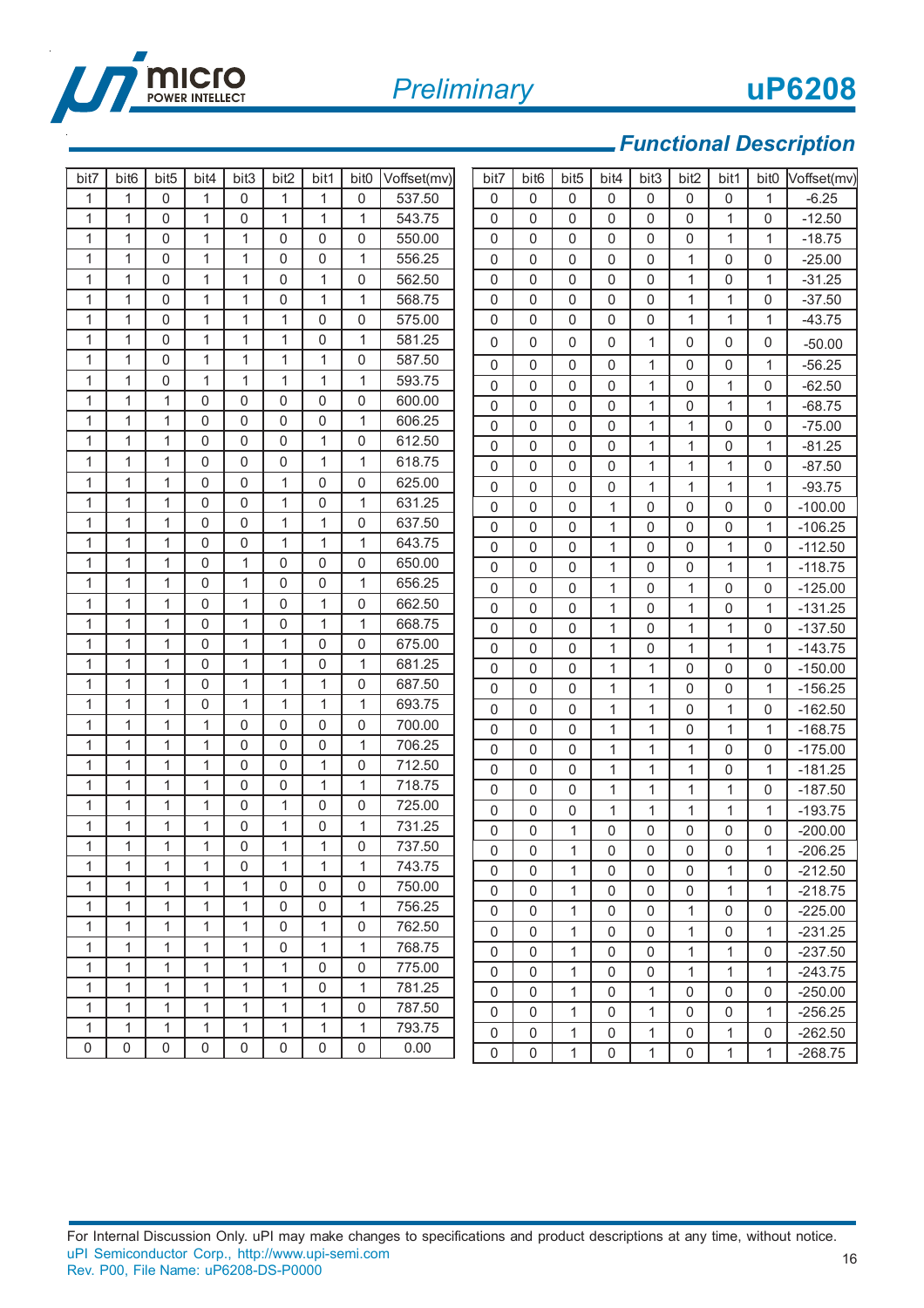## Functional Description

| bit7 | bit6 | bit5 | bit4 | bit3 | bit2 | bit1 | bit0 | Voffset(mv) |
|---|---|---|---|---|---|---|---|---|
| 1 | 1 | 0 | 1 | 0 | 1 | 1 | 0 | 537.50 |
| 1 | 1 | 0 | 1 | 0 | 1 | 1 | 1 | 543.75 |
| 1 | 1 | 0 | 1 | 1 | 0 | 0 | 0 | 550.00 |
| 1 | 1 | 0 | 1 | 1 | 0 | 0 | 1 | 556.25 |
| 1 | 1 | 0 | 1 | 1 | 0 | 1 | 0 | 562.50 |
| 1 | 1 | 0 | 1 | 1 | 0 | 1 | 1 | 568.75 |
| 1 | 1 | 0 | 1 | 1 | 1 | 0 | 0 | 575.00 |
| 1 | 1 | 0 | 1 | 1 | 1 | 0 | 1 | 581.25 |
| 1 | 1 | 0 | 1 | 1 | 1 | 1 | 0 | 587.50 |
| 1 | 1 | 0 | 1 | 1 | 1 | 1 | 1 | 593.75 |
| 1 | 1 | 1 | 0 | 0 | 0 | 0 | 0 | 600.00 |
| 1 | 1 | 1 | 0 | 0 | 0 | 0 | 1 | 606.25 |
| 1 | 1 | 1 | 0 | 0 | 0 | 1 | 0 | 612.50 |
| 1 | 1 | 1 | 0 | 0 | 0 | 1 | 1 | 618.75 |
| 1 | 1 | 1 | 0 | 0 | 1 | 0 | 0 | 625.00 |
| 1 | 1 | 1 | 0 | 0 | 1 | 0 | 1 | 631.25 |
| 1 | 1 | 1 | 0 | 0 | 1 | 1 | 0 | 637.50 |
| 1 | 1 | 1 | 0 | 0 | 1 | 1 | 1 | 643.75 |
| 1 | 1 | 1 | 0 | 1 | 0 | 0 | 0 | 650.00 |
| 1 | 1 | 1 | 0 | 1 | 0 | 0 | 1 | 656.25 |
| 1 | 1 | 1 | 0 | 1 | 0 | 1 | 0 | 662.50 |
| 1 | 1 | 1 | 0 | 1 | 0 | 1 | 1 | 668.75 |
| 1 | 1 | 1 | 0 | 1 | 1 | 0 | 0 | 675.00 |
| 1 | 1 | 1 | 0 | 1 | 1 | 0 | 1 | 681.25 |
| 1 | 1 | 1 | 0 | 1 | 1 | 1 | 0 | 687.50 |
| 1 | 1 | 1 | 0 | 1 | 1 | 1 | 1 | 693.75 |
| 1 | 1 | 1 | 1 | 0 | 0 | 0 | 0 | 700.00 |
| 1 | 1 | 1 | 1 | 0 | 0 | 0 | 1 | 706.25 |
| 1 | 1 | 1 | 1 | 0 | 0 | 1 | 0 | 712.50 |
| 1 | 1 | 1 | 1 | 0 | 0 | 1 | 1 | 718.75 |
| 1 | 1 | 1 | 1 | 0 | 1 | 0 | 0 | 725.00 |
| 1 | 1 | 1 | 1 | 0 | 1 | 0 | 1 | 731.25 |
| 1 | 1 | 1 | 1 | 0 | 1 | 1 | 0 | 737.50 |
| 1 | 1 | 1 | 1 | 0 | 1 | 1 | 1 | 743.75 |
| 1 | 1 | 1 | 1 | 1 | 0 | 0 | 0 | 750.00 |
| 1 | 1 | 1 | 1 | 1 | 0 | 0 | 1 | 756.25 |
| 1 | 1 | 1 | 1 | 1 | 0 | 1 | 0 | 762.50 |
| 1 | 1 | 1 | 1 | 1 | 0 | 1 | 1 | 768.75 |
| 1 | 1 | 1 | 1 | 1 | 1 | 0 | 0 | 775.00 |
| 1 | 1 | 1 | 1 | 1 | 1 | 0 | 1 | 781.25 |
| 1 | 1 | 1 | 1 | 1 | 1 | 1 | 0 | 787.50 |
| 1 | 1 | 1 | 1 | 1 | 1 | 1 | 1 | 793.75 |
| 0 | 0 | 0 | 0 | 0 | 0 | 0 | 0 | 0.00 |

| bit7 | bit6 | bit5 | bit4 | bit3 | bit2 | bit1 | bit0 | Voffset(mv) |
|---|---|---|---|---|---|---|---|---|
| 0 | 0 | 0 | 0 | 0 | 0 | 0 | 1 | -6.25 |
| 0 | 0 | 0 | 0 | 0 | 0 | 1 | 0 | -12.50 |
| 0 | 0 | 0 | 0 | 0 | 0 | 1 | 1 | -18.75 |
| 0 | 0 | 0 | 0 | 0 | 1 | 0 | 0 | -25.00 |
| 0 | 0 | 0 | 0 | 0 | 1 | 0 | 1 | -31.25 |
| 0 | 0 | 0 | 0 | 0 | 1 | 1 | 0 | -37.50 |
| 0 | 0 | 0 | 0 | 0 | 1 | 1 | 1 | -43.75 |
| 0 | 0 | 0 | 0 | 1 | 0 | 0 | 0 | -50.00 |
| 0 | 0 | 0 | 0 | 1 | 0 | 0 | 1 | -56.25 |
| 0 | 0 | 0 | 0 | 1 | 0 | 1 | 0 | -62.50 |
| 0 | 0 | 0 | 0 | 1 | 0 | 1 | 1 | -68.75 |
| 0 | 0 | 0 | 0 | 1 | 1 | 0 | 0 | -75.00 |
| 0 | 0 | 0 | 0 | 1 | 1 | 0 | 1 | -81.25 |
| 0 | 0 | 0 | 0 | 1 | 1 | 1 | 0 | -87.50 |
| 0 | 0 | 0 | 0 | 1 | 1 | 1 | 1 | -93.75 |
| 0 | 0 | 0 | 1 | 0 | 0 | 0 | 0 | -100.00 |
| 0 | 0 | 0 | 1 | 0 | 0 | 0 | 1 | -106.25 |
| 0 | 0 | 0 | 1 | 0 | 0 | 1 | 0 | -112.50 |
| 0 | 0 | 0 | 1 | 0 | 0 | 1 | 1 | -118.75 |
| 0 | 0 | 0 | 1 | 0 | 1 | 0 | 0 | -125.00 |
| 0 | 0 | 0 | 1 | 0 | 1 | 0 | 1 | -131.25 |
| 0 | 0 | 0 | 1 | 0 | 1 | 1 | 0 | -137.50 |
| 0 | 0 | 0 | 1 | 0 | 1 | 1 | 1 | -143.75 |
| 0 | 0 | 0 | 1 | 1 | 0 | 0 | 0 | -150.00 |
| 0 | 0 | 0 | 1 | 1 | 0 | 0 | 1 | -156.25 |
| 0 | 0 | 0 | 1 | 1 | 0 | 1 | 0 | -162.50 |
| 0 | 0 | 0 | 1 | 1 | 0 | 1 | 1 | -168.75 |
| 0 | 0 | 0 | 1 | 1 | 1 | 0 | 0 | -175.00 |
| 0 | 0 | 0 | 1 | 1 | 1 | 0 | 1 | -181.25 |
| 0 | 0 | 0 | 1 | 1 | 1 | 1 | 0 | -187.50 |
| 0 | 0 | 0 | 1 | 1 | 1 | 1 | 1 | -193.75 |
| 0 | 0 | 1 | 0 | 0 | 0 | 0 | 0 | -200.00 |
| 0 | 0 | 1 | 0 | 0 | 0 | 0 | 1 | -206.25 |
| 0 | 0 | 1 | 0 | 0 | 0 | 1 | 0 | -212.50 |
| 0 | 0 | 1 | 0 | 0 | 0 | 1 | 1 | -218.75 |
| 0 | 0 | 1 | 0 | 0 | 1 | 0 | 0 | -225.00 |
| 0 | 0 | 1 | 0 | 0 | 1 | 0 | 1 | -231.25 |
| 0 | 0 | 1 | 0 | 0 | 1 | 1 | 0 | -237.50 |
| 0 | 0 | 1 | 0 | 0 | 1 | 1 | 1 | -243.75 |
| 0 | 0 | 1 | 0 | 1 | 0 | 0 | 0 | -250.00 |
| 0 | 0 | 1 | 0 | 1 | 0 | 0 | 1 | -256.25 |
| 0 | 0 | 1 | 0 | 1 | 0 | 1 | 0 | -262.50 |
| 0 | 0 | 1 | 0 | 1 | 0 | 1 | 1 | -268.75 |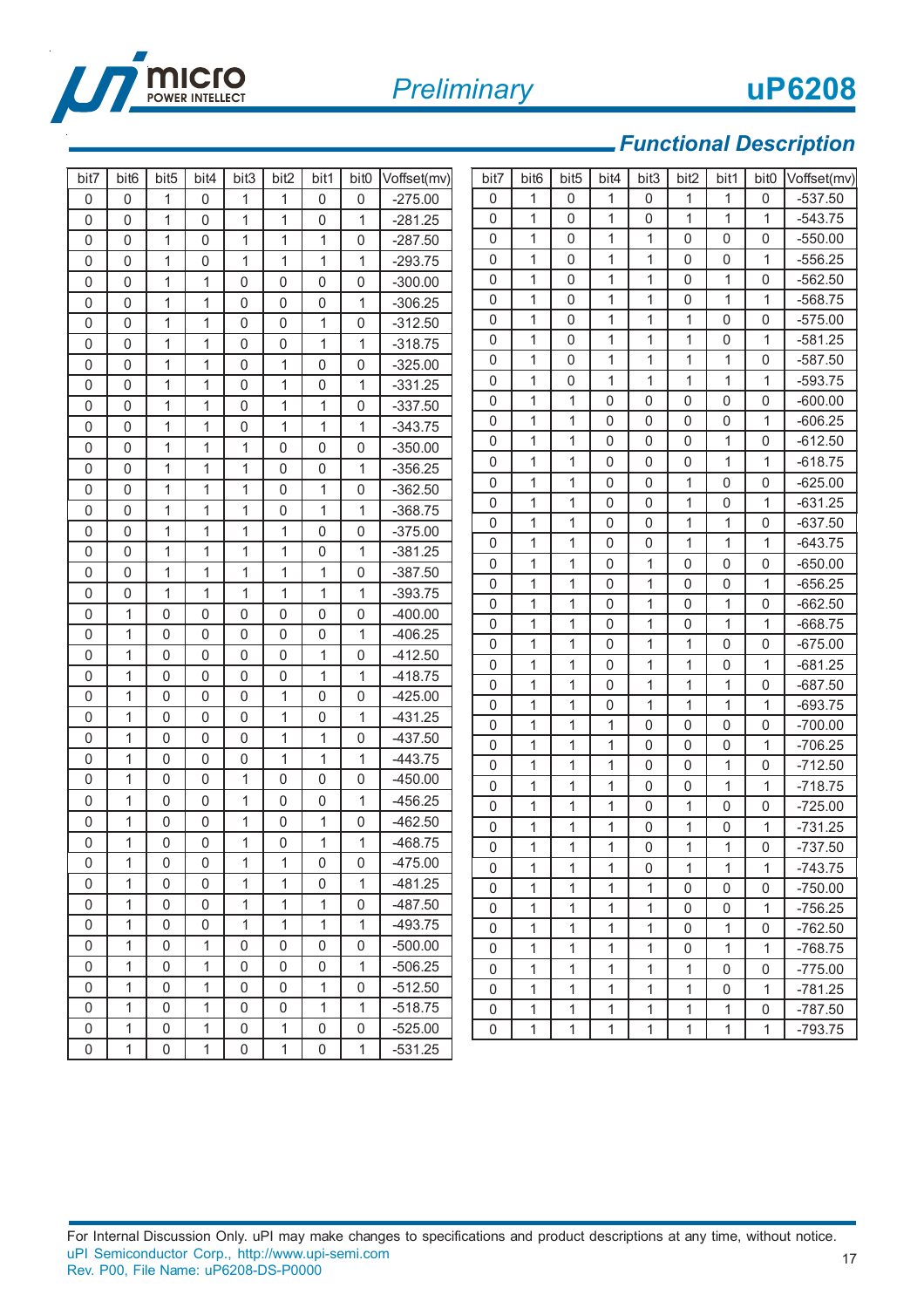## Functional Description

| bit7 | bit6 | bit5 | bit4 | bit3 | bit2 | bit1 | bit0 | Voffset(mv) |
|---|---|---|---|---|---|---|---|---|
| 0 | 0 | 1 | 0 | 1 | 1 | 0 | 0 | -275.00 |
| 0 | 0 | 1 | 0 | 1 | 1 | 0 | 1 | -281.25 |
| 0 | 0 | 1 | 0 | 1 | 1 | 1 | 0 | -287.50 |
| 0 | 0 | 1 | 0 | 1 | 1 | 1 | 1 | -293.75 |
| 0 | 0 | 1 | 1 | 0 | 0 | 0 | 0 | -300.00 |
| 0 | 0 | 1 | 1 | 0 | 0 | 0 | 1 | -306.25 |
| 0 | 0 | 1 | 1 | 0 | 0 | 1 | 0 | -312.50 |
| 0 | 0 | 1 | 1 | 0 | 0 | 1 | 1 | -318.75 |
| 0 | 0 | 1 | 1 | 0 | 1 | 0 | 0 | -325.00 |
| 0 | 0 | 1 | 1 | 0 | 1 | 0 | 1 | -331.25 |
| 0 | 0 | 1 | 1 | 0 | 1 | 1 | 0 | -337.50 |
| 0 | 0 | 1 | 1 | 0 | 1 | 1 | 1 | -343.75 |
| 0 | 0 | 1 | 1 | 1 | 0 | 0 | 0 | -350.00 |
| 0 | 0 | 1 | 1 | 1 | 0 | 0 | 1 | -356.25 |
| 0 | 0 | 1 | 1 | 1 | 0 | 1 | 0 | -362.50 |
| 0 | 0 | 1 | 1 | 1 | 0 | 1 | 1 | -368.75 |
| 0 | 0 | 1 | 1 | 1 | 1 | 0 | 0 | -375.00 |
| 0 | 0 | 1 | 1 | 1 | 1 | 0 | 1 | -381.25 |
| 0 | 0 | 1 | 1 | 1 | 1 | 1 | 0 | -387.50 |
| 0 | 0 | 1 | 1 | 1 | 1 | 1 | 1 | -393.75 |
| 0 | 1 | 0 | 0 | 0 | 0 | 0 | 0 | -400.00 |
| 0 | 1 | 0 | 0 | 0 | 0 | 0 | 1 | -406.25 |
| 0 | 1 | 0 | 0 | 0 | 0 | 1 | 0 | -412.50 |
| 0 | 1 | 0 | 0 | 0 | 0 | 1 | 1 | -418.75 |
| 0 | 1 | 0 | 0 | 0 | 1 | 0 | 0 | -425.00 |
| 0 | 1 | 0 | 0 | 0 | 1 | 0 | 1 | -431.25 |
| 0 | 1 | 0 | 0 | 0 | 1 | 1 | 0 | -437.50 |
| 0 | 1 | 0 | 0 | 0 | 1 | 1 | 1 | -443.75 |
| 0 | 1 | 0 | 0 | 1 | 0 | 0 | 0 | -450.00 |
| 0 | 1 | 0 | 0 | 1 | 0 | 0 | 1 | -456.25 |
| 0 | 1 | 0 | 0 | 1 | 0 | 1 | 0 | -462.50 |
| 0 | 1 | 0 | 0 | 1 | 0 | 1 | 1 | -468.75 |
| 0 | 1 | 0 | 0 | 1 | 1 | 0 | 0 | -475.00 |
| 0 | 1 | 0 | 0 | 1 | 1 | 0 | 1 | -481.25 |
| 0 | 1 | 0 | 0 | 1 | 1 | 1 | 0 | -487.50 |
| 0 | 1 | 0 | 0 | 1 | 1 | 1 | 1 | -493.75 |
| 0 | 1 | 0 | 1 | 0 | 0 | 0 | 0 | -500.00 |
| 0 | 1 | 0 | 1 | 0 | 0 | 0 | 1 | -506.25 |
| 0 | 1 | 0 | 1 | 0 | 0 | 1 | 0 | -512.50 |
| 0 | 1 | 0 | 1 | 0 | 0 | 1 | 1 | -518.75 |
| 0 | 1 | 0 | 1 | 0 | 1 | 0 | 0 | -525.00 |
| 0 | 1 | 0 | 1 | 0 | 1 | 0 | 1 | -531.25 |
| 0 | 1 | 0 | 1 | 0 | 1 | 1 | 0 | -537.50 |
| 0 | 1 | 0 | 1 | 0 | 1 | 1 | 1 | -543.75 |
| 0 | 1 | 0 | 1 | 1 | 0 | 0 | 0 | -550.00 |
| 0 | 1 | 0 | 1 | 1 | 0 | 0 | 1 | -556.25 |
| 0 | 1 | 0 | 1 | 1 | 0 | 1 | 0 | -562.50 |
| 0 | 1 | 0 | 1 | 1 | 0 | 1 | 1 | -568.75 |
| 0 | 1 | 0 | 1 | 1 | 1 | 0 | 0 | -575.00 |
| 0 | 1 | 0 | 1 | 1 | 1 | 0 | 1 | -581.25 |
| 0 | 1 | 0 | 1 | 1 | 1 | 1 | 0 | -587.50 |
| 0 | 1 | 0 | 1 | 1 | 1 | 1 | 1 | -593.75 |
| 0 | 1 | 1 | 0 | 0 | 0 | 0 | 0 | -600.00 |
| 0 | 1 | 1 | 0 | 0 | 0 | 0 | 1 | -606.25 |
| 0 | 1 | 1 | 0 | 0 | 0 | 1 | 0 | -612.50 |
| 0 | 1 | 1 | 0 | 0 | 0 | 1 | 1 | -618.75 |
| 0 | 1 | 1 | 0 | 0 | 1 | 0 | 0 | -625.00 |
| 0 | 1 | 1 | 0 | 0 | 1 | 0 | 1 | -631.25 |
| 0 | 1 | 1 | 0 | 0 | 1 | 1 | 0 | -637.50 |
| 0 | 1 | 1 | 0 | 0 | 1 | 1 | 1 | -643.75 |
| 0 | 1 | 1 | 0 | 1 | 0 | 0 | 0 | -650.00 |
| 0 | 1 | 1 | 0 | 1 | 0 | 0 | 1 | -656.25 |
| 0 | 1 | 1 | 0 | 1 | 0 | 1 | 0 | -662.50 |
| 0 | 1 | 1 | 0 | 1 | 0 | 1 | 1 | -668.75 |
| 0 | 1 | 1 | 0 | 1 | 1 | 0 | 0 | -675.00 |
| 0 | 1 | 1 | 0 | 1 | 1 | 0 | 1 | -681.25 |
| 0 | 1 | 1 | 0 | 1 | 1 | 1 | 0 | -687.50 |
| 0 | 1 | 1 | 0 | 1 | 1 | 1 | 1 | -693.75 |
| 0 | 1 | 1 | 1 | 0 | 0 | 0 | 0 | -700.00 |
| 0 | 1 | 1 | 1 | 0 | 0 | 0 | 1 | -706.25 |
| 0 | 1 | 1 | 1 | 0 | 0 | 1 | 0 | -712.50 |
| 0 | 1 | 1 | 1 | 0 | 0 | 1 | 1 | -718.75 |
| 0 | 1 | 1 | 1 | 0 | 1 | 0 | 0 | -725.00 |
| 0 | 1 | 1 | 1 | 0 | 1 | 0 | 1 | -731.25 |
| 0 | 1 | 1 | 1 | 0 | 1 | 1 | 0 | -737.50 |
| 0 | 1 | 1 | 1 | 0 | 1 | 1 | 1 | -743.75 |
| 0 | 1 | 1 | 1 | 1 | 0 | 0 | 0 | -750.00 |
| 0 | 1 | 1 | 1 | 1 | 0 | 0 | 1 | -756.25 |
| 0 | 1 | 1 | 1 | 1 | 0 | 1 | 0 | -762.50 |
| 0 | 1 | 1 | 1 | 1 | 0 | 1 | 1 | -768.75 |
| 0 | 1 | 1 | 1 | 1 | 1 | 0 | 0 | -775.00 |
| 0 | 1 | 1 | 1 | 1 | 1 | 0 | 1 | -781.25 |
| 0 | 1 | 1 | 1 | 1 | 1 | 1 | 0 | -787.50 |
| 0 | 1 | 1 | 1 | 1 | 1 | 1 | 1 | -793.75 |

For Internal Discussion Only. uPI may make changes to specifications and product descriptions at any time, without notice.
uPI Semiconductor Corp., http://www.upi-semi.com
Rev. P00, File Name: uP6208-DS-P0000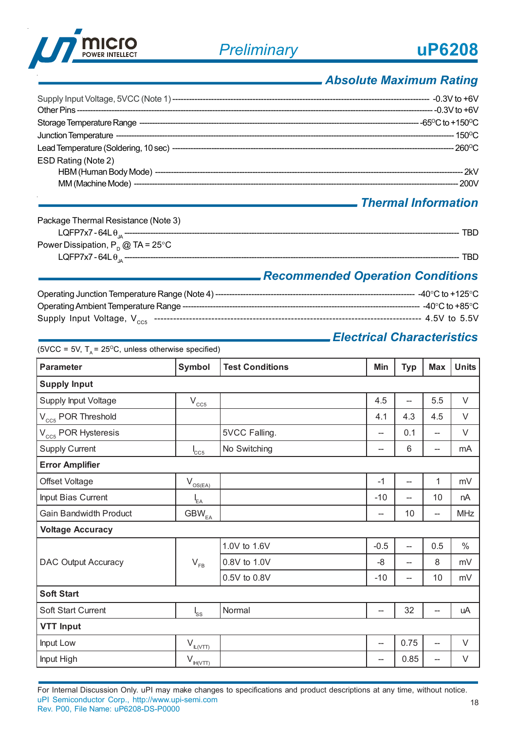## Absolute Maximum Rating

Supply Input Voltage, 5VCC (Note 1) ---------- -0.3V to +6V
Other Pins ---------- -0.3V to +6V
Storage Temperature Range ---------- -65°C to +150°C
Junction Temperature ---------- 150°C
Lead Temperature (Soldering, 10 sec) ---------- 260°C
ESD Rating (Note 2)
HBM (Human Body Mode) ---------- 2kV
MM (Machine Mode) ---------- 200V

## Thermal Information

Package Thermal Resistance (Note 3)
LQFP7x7 - 64L $\theta_{JA}$ ---------- TBD
Power Dissipation, $P_D$ @ TA = 25°C
LQFP7x7 - 64L $\theta_{JA}$ ---------- TBD

## Recommended Operation Conditions

Operating Junction Temperature Range (Note 4) ---------- -40°C to +125°C
Operating Ambient Temperature Range ---------- -40°C to +85°C
Supply Input Voltage, $V_{CC5}$ ---------- 4.5V to 5.5V

## Electrical Characteristics

(5VCC = 5V, $T_A$ = 25°C, unless otherwise specified)

| Parameter | Symbol | Test Conditions | Min | Typ | Max | Units |
|---|---|---|---|---|---|---|
| **Supply Input** | | | | | | |
| Supply Input Voltage | $V_{CC5}$ | | 4.5 | -- | 5.5 | V |
| $V_{CC5}$ POR Threshold | | | 4.1 | 4.3 | 4.5 | V |
| $V_{CC5}$ POR Hysteresis | | 5VCC Falling. | -- | 0.1 | -- | V |
| Supply Current | $I_{CC5}$ | No Switching | -- | 6 | -- | mA |
| **Error Amplifier** | | | | | | |
| Offset Voltage | $V_{OS(EA)}$ | | -1 | -- | 1 | mV |
| Input Bias Current | $I_{EA}$ | | -10 | -- | 10 | nA |
| Gain Bandwidth Product | $GBW_{EA}$ | | -- | 10 | -- | MHz |
| **Voltage Accuracy** | | | | | | |
| DAC Output Accuracy | $V_{FB}$ | 1.0V to 1.6V | -0.5 | -- | 0.5 | % |
| | | 0.8V to 1.0V | -8 | -- | 8 | mV |
| | | 0.5V to 0.8V | -10 | -- | 10 | mV |
| **Soft Start** | | | | | | |
| Soft Start Current | $I_{SS}$ | Normal | -- | 32 | -- | uA |
| **VTT Input** | | | | | | |
| Input Low | $V_{IL(VTT)}$ | | -- | 0.75 | -- | V |
| Input High | $V_{IH(VTT)}$ | | -- | 0.85 | -- | V |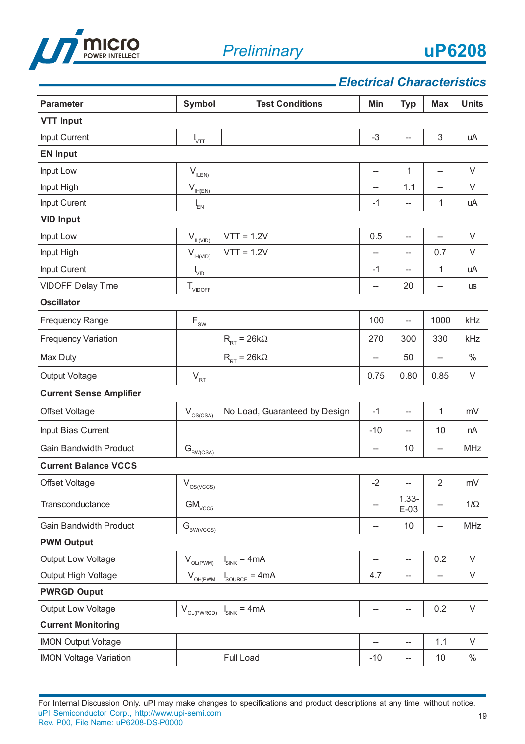## Electrical Characteristics

| Parameter | Symbol | Test Conditions | Min | Typ | Max | Units |
|---|---|---|---|---|---|---|
| **VTT Input** | | | | | | |
| Input Current | $I_{VTT}$ | | -3 | -- | 3 | uA |
| **EN Input** | | | | | | |
| Input Low | $V_{IL(EN)}$ | | -- | 1 | -- | V |
| Input High | $V_{IH(EN)}$ | | -- | 1.1 | -- | V |
| Input Curent | $I_{EN}$ | | -1 | -- | 1 | uA |
| **VID Input** | | | | | | |
| Input Low | $V_{IL(VID)}$ | VTT = 1.2V | 0.5 | -- | -- | V |
| Input High | $V_{IH(VID)}$ | VTT = 1.2V | -- | -- | 0.7 | V |
| Input Curent | $I_{VID}$ | | -1 | -- | 1 | uA |
| VIDOFF Delay Time | $T_{VIDOFF}$ | | -- | 20 | -- | us |
| **Oscillator** | | | | | | |
| Frequency Range | $F_{SW}$ | | 100 | -- | 1000 | kHz |
| Frequency Variation | | $R_{RT}$ = 26kΩ | 270 | 300 | 330 | kHz |
| Max Duty | | $R_{RT}$ = 26kΩ | -- | 50 | -- | % |
| Output Voltage | $V_{RT}$ | | 0.75 | 0.80 | 0.85 | V |
| **Current Sense Amplifier** | | | | | | |
| Offset Voltage | $V_{OS(CSA)}$ | No Load, Guaranteed by Design | -1 | -- | 1 | mV |
| Input Bias Current | | | -10 | -- | 10 | nA |
| Gain Bandwidth Product | $G_{BW(CSA)}$ | | -- | 10 | -- | MHz |
| **Current Balance VCCS** | | | | | | |
| Offset Voltage | $V_{OS(VCCS)}$ | | -2 | -- | 2 | mV |
| Transconductance | $GM_{VCCS}$ | | -- | 1.33-E-03 | -- | 1/Ω |
| Gain Bandwidth Product | $G_{BW(VCCS)}$ | | -- | 10 | -- | MHz |
| **PWM Output** | | | | | | |
| Output Low Voltage | $V_{OL(PWM)}$ | $I_{SINK}$ = 4mA | -- | -- | 0.2 | V |
| Output High Voltage | $V_{OH(PWM}$ | $I_{SOURCE}$ = 4mA | 4.7 | -- | -- | V |
| **PWRGD Ouput** | | | | | | |
| Output Low Voltage | $V_{OL(PWRGD)}$ | $I_{SINK}$ = 4mA | -- | -- | 0.2 | V |
| **Current Monitoring** | | | | | | |
| IMON Output Voltage | | | -- | -- | 1.1 | V |
| IMON Voltage Variation | | Full Load | -10 | -- | 10 | % |

For Internal Discussion Only. uPI may make changes to specifications and product descriptions at any time, without notice.
uPI Semiconductor Corp., http://www.upi-semi.com
Rev. P00, File Name: uP6208-DS-P0000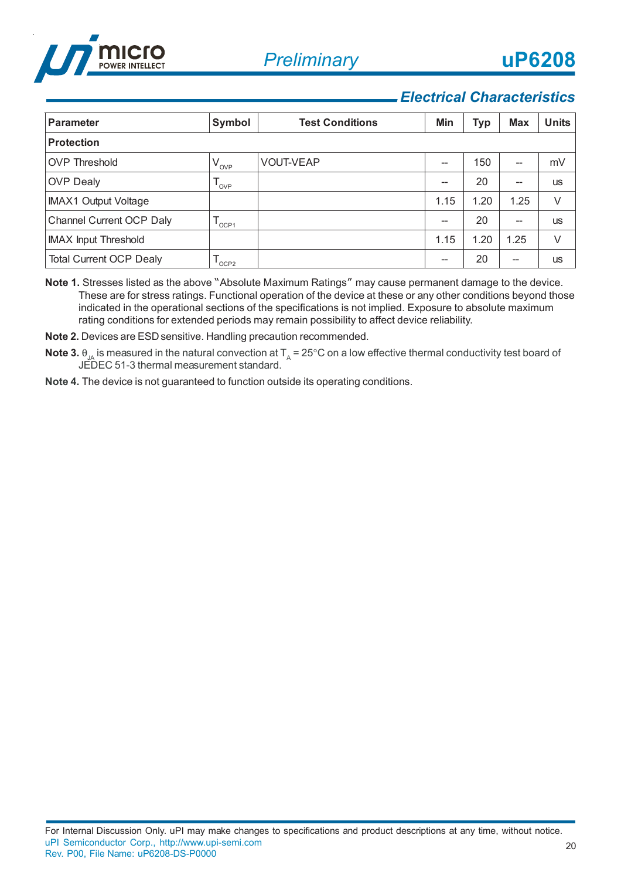## Electrical Characteristics

| Parameter | Symbol | Test Conditions | Min | Typ | Max | Units |
|---|---|---|---|---|---|---|
| **Protection** | | | | | | |
| OVP Threshold | $V_{OVP}$ | VOUT-VEAP | -- | 150 | -- | mV |
| OVP Dealy | $T_{OVP}$ | | -- | 20 | -- | us |
| IMAX1 Output Voltage | | | 1.15 | 1.20 | 1.25 | V |
| Channel Current OCP Daly | $T_{OCP1}$ | | -- | 20 | -- | us |
| IMAX Input Threshold | | | 1.15 | 1.20 | 1.25 | V |
| Total Current OCP Dealy | $T_{OCP2}$ | | -- | 20 | -- | us |

**Note 1.** Stresses listed as the above "Absolute Maximum Ratings" may cause permanent damage to the device. These are for stress ratings. Functional operation of the device at these or any other conditions beyond those indicated in the operational sections of the specifications is not implied. Exposure to absolute maximum rating conditions for extended periods may remain possibility to affect device reliability.

**Note 2.** Devices are ESD sensitive. Handling precaution recommended.

**Note 3.** $\theta_{JA}$ is measured in the natural convection at $T_A$ = 25°C on a low effective thermal conductivity test board of JEDEC 51-3 thermal measurement standard.

**Note 4.** The device is not guaranteed to function outside its operating conditions.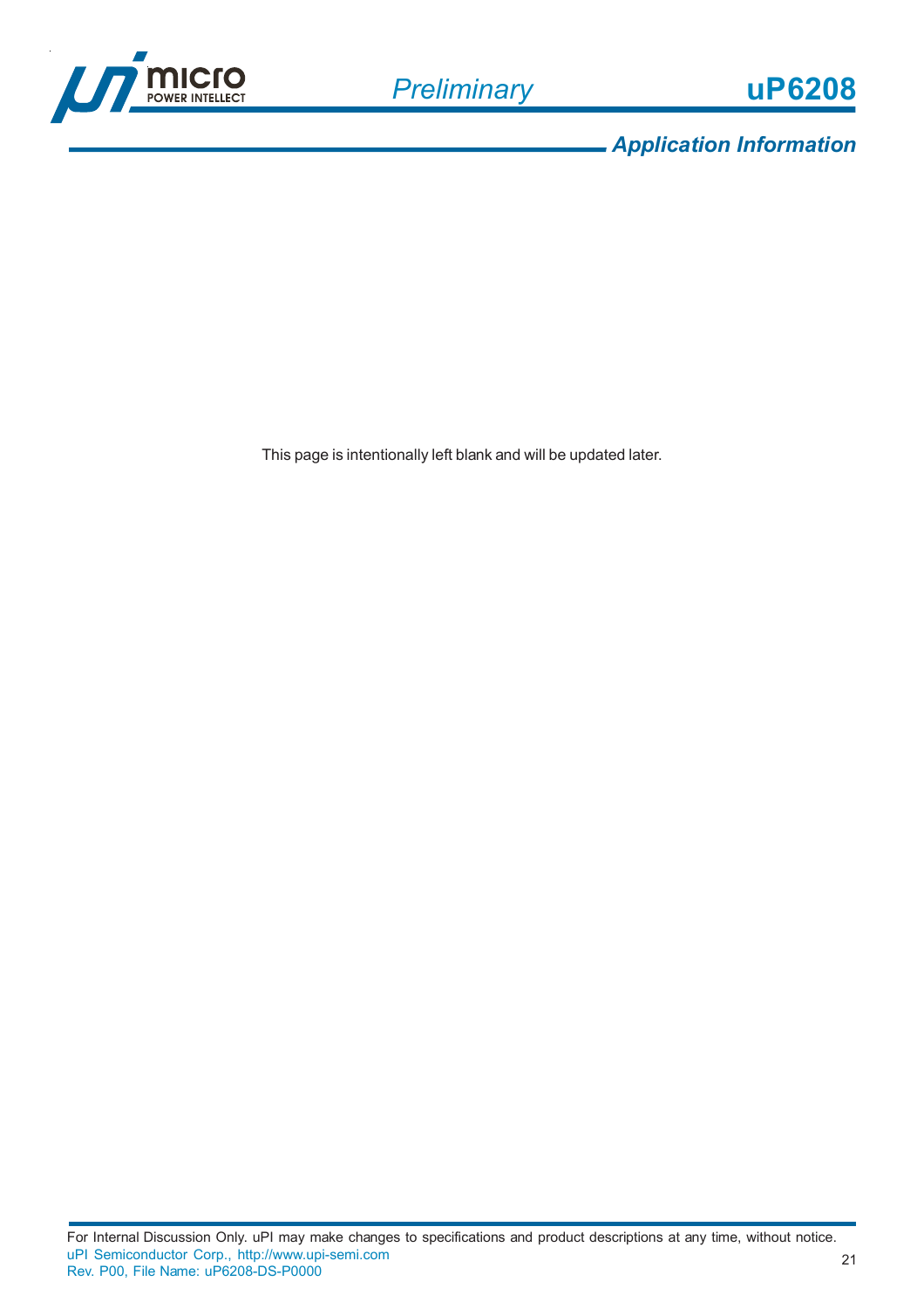## Application Information

This page is intentionally left blank and will be updated later.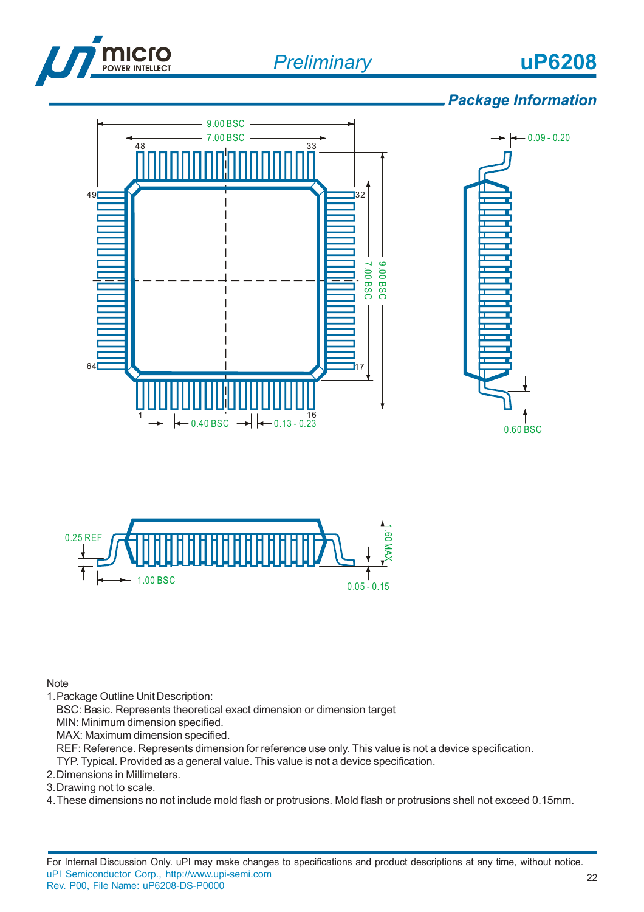## Package Information

9.00 BSC
7.00 BSC
48
33
49
32
64
17
1
16
0.40 BSC
0.13 - 0.23
7.00 BSC
9.00 BSC
0.09 - 0.20
0.60 BSC
0.25 REF
1.00 BSC
1.60 MAX
0.05 - 0.15

Note

1. Package Outline Unit Description:
   BSC: Basic. Represents theoretical exact dimension or dimension target
   MIN: Minimum dimension specified.
   MAX: Maximum dimension specified.
   REF: Reference. Represents dimension for reference use only. This value is not a device specification.
   TYP. Typical. Provided as a general value. This value is not a device specification.
2. Dimensions in Millimeters.
3. Drawing not to scale.
4. These dimensions no not include mold flash or protrusions. Mold flash or protrusions shell not exceed 0.15mm.

For Internal Discussion Only. uPI may make changes to specifications and product descriptions at any time, without notice.
uPI Semiconductor Corp., http://www.upi-semi.com
Rev. P00, File Name: uP6208-DS-P0000